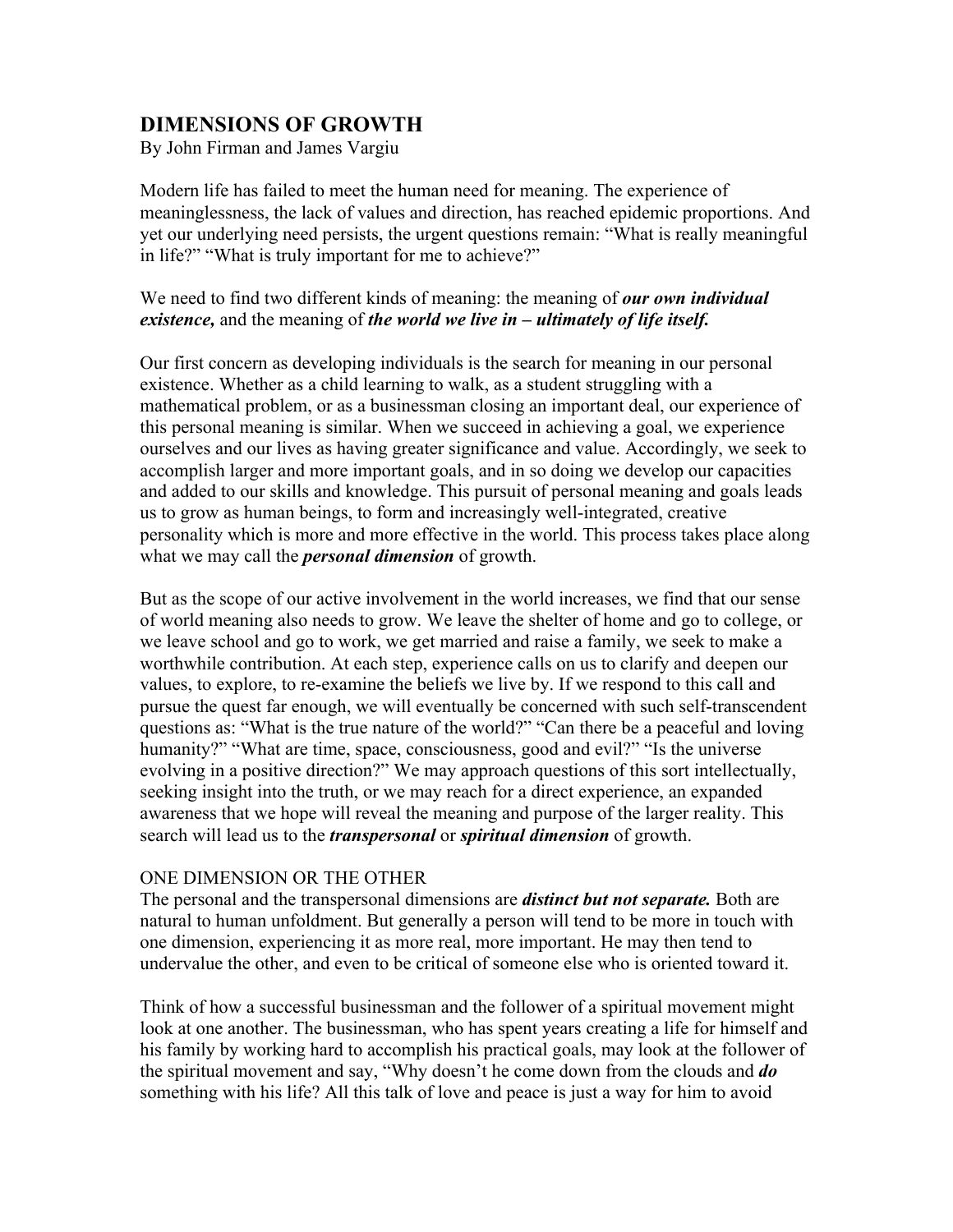# DIMENSIONS OF GROWTH

By John Firman and James Vargiu

Modern life has failed to meet the human need for meaning. The experience of meaninglessness, the lack of values and direction, has reached epidemic proportions. And yet our underlying need persists, the urgent questions remain: "What is really meaningful in life?" "What is truly important for me to achieve?"

We need to find two different kinds of meaning: the meaning of ***our own individual existence,*** and the meaning of ***the world we live in – ultimately of life itself.***

Our first concern as developing individuals is the search for meaning in our personal existence. Whether as a child learning to walk, as a student struggling with a mathematical problem, or as a businessman closing an important deal, our experience of this personal meaning is similar. When we succeed in achieving a goal, we experience ourselves and our lives as having greater significance and value. Accordingly, we seek to accomplish larger and more important goals, and in so doing we develop our capacities and added to our skills and knowledge. This pursuit of personal meaning and goals leads us to grow as human beings, to form and increasingly well-integrated, creative personality which is more and more effective in the world. This process takes place along what we may call the ***personal dimension*** of growth.

But as the scope of our active involvement in the world increases, we find that our sense of world meaning also needs to grow. We leave the shelter of home and go to college, or we leave school and go to work, we get married and raise a family, we seek to make a worthwhile contribution. At each step, experience calls on us to clarify and deepen our values, to explore, to re-examine the beliefs we live by. If we respond to this call and pursue the quest far enough, we will eventually be concerned with such self-transcendent questions as: "What is the true nature of the world?" "Can there be a peaceful and loving humanity?" "What are time, space, consciousness, good and evil?" "Is the universe evolving in a positive direction?" We may approach questions of this sort intellectually, seeking insight into the truth, or we may reach for a direct experience, an expanded awareness that we hope will reveal the meaning and purpose of the larger reality. This search will lead us to the ***transpersonal*** or ***spiritual dimension*** of growth.

## ONE DIMENSION OR THE OTHER

The personal and the transpersonal dimensions are ***distinct but not separate.*** Both are natural to human unfoldment. But generally a person will tend to be more in touch with one dimension, experiencing it as more real, more important. He may then tend to undervalue the other, and even to be critical of someone else who is oriented toward it.

Think of how a successful businessman and the follower of a spiritual movement might look at one another. The businessman, who has spent years creating a life for himself and his family by working hard to accomplish his practical goals, may look at the follower of the spiritual movement and say, "Why doesn't he come down from the clouds and ***do*** something with his life? All this talk of love and peace is just a way for him to avoid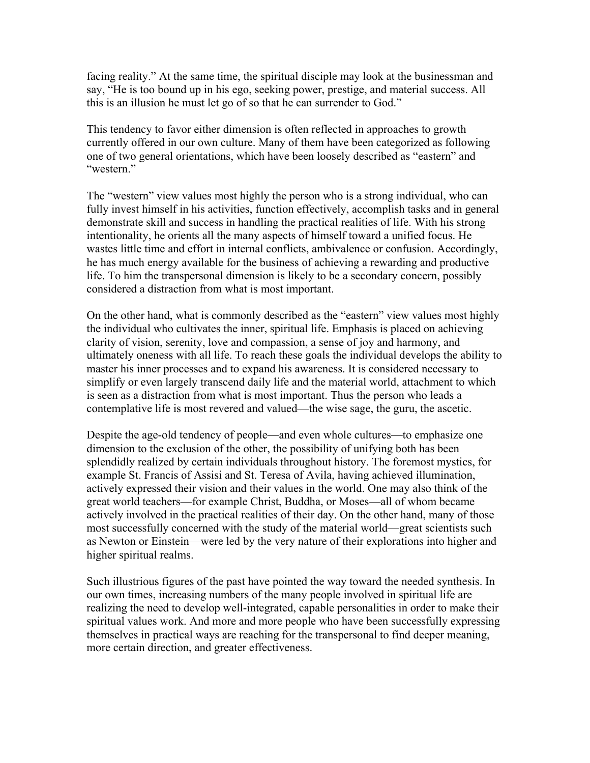facing reality." At the same time, the spiritual disciple may look at the businessman and say, "He is too bound up in his ego, seeking power, prestige, and material success. All this is an illusion he must let go of so that he can surrender to God."

This tendency to favor either dimension is often reflected in approaches to growth currently offered in our own culture. Many of them have been categorized as following one of two general orientations, which have been loosely described as "eastern" and "western."

The "western" view values most highly the person who is a strong individual, who can fully invest himself in his activities, function effectively, accomplish tasks and in general demonstrate skill and success in handling the practical realities of life. With his strong intentionality, he orients all the many aspects of himself toward a unified focus. He wastes little time and effort in internal conflicts, ambivalence or confusion. Accordingly, he has much energy available for the business of achieving a rewarding and productive life. To him the transpersonal dimension is likely to be a secondary concern, possibly considered a distraction from what is most important.

On the other hand, what is commonly described as the "eastern" view values most highly the individual who cultivates the inner, spiritual life. Emphasis is placed on achieving clarity of vision, serenity, love and compassion, a sense of joy and harmony, and ultimately oneness with all life. To reach these goals the individual develops the ability to master his inner processes and to expand his awareness. It is considered necessary to simplify or even largely transcend daily life and the material world, attachment to which is seen as a distraction from what is most important. Thus the person who leads a contemplative life is most revered and valued—the wise sage, the guru, the ascetic.

Despite the age-old tendency of people—and even whole cultures—to emphasize one dimension to the exclusion of the other, the possibility of unifying both has been splendidly realized by certain individuals throughout history. The foremost mystics, for example St. Francis of Assisi and St. Teresa of Avila, having achieved illumination, actively expressed their vision and their values in the world. One may also think of the great world teachers—for example Christ, Buddha, or Moses—all of whom became actively involved in the practical realities of their day. On the other hand, many of those most successfully concerned with the study of the material world—great scientists such as Newton or Einstein—were led by the very nature of their explorations into higher and higher spiritual realms.

Such illustrious figures of the past have pointed the way toward the needed synthesis. In our own times, increasing numbers of the many people involved in spiritual life are realizing the need to develop well-integrated, capable personalities in order to make their spiritual values work. And more and more people who have been successfully expressing themselves in practical ways are reaching for the transpersonal to find deeper meaning, more certain direction, and greater effectiveness.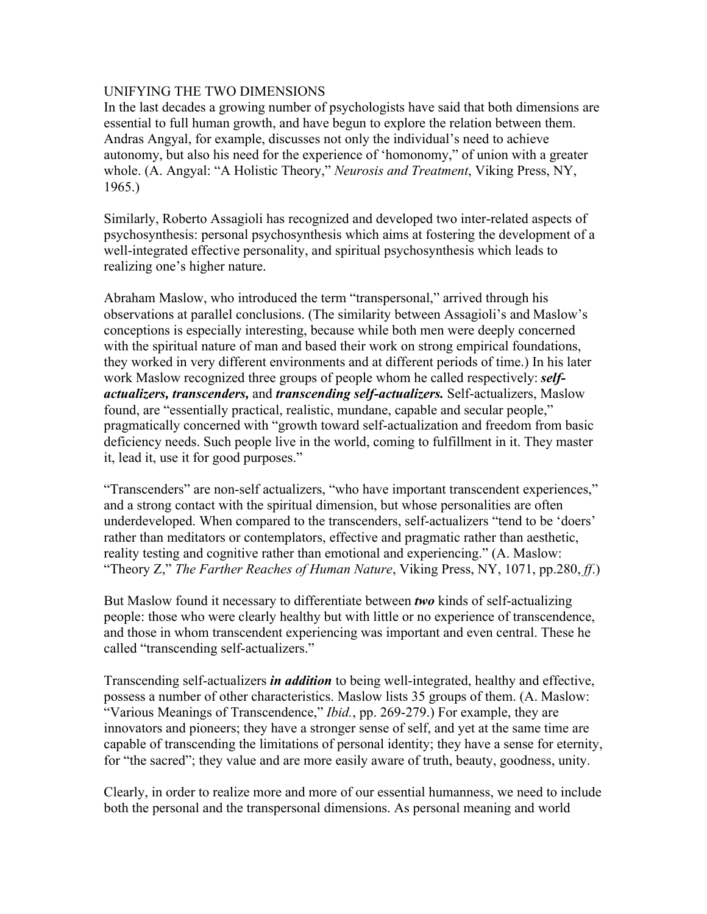## UNIFYING THE TWO DIMENSIONS

In the last decades a growing number of psychologists have said that both dimensions are essential to full human growth, and have begun to explore the relation between them. Andras Angyal, for example, discusses not only the individual's need to achieve autonomy, but also his need for the experience of 'homonomy," of union with a greater whole. (A. Angyal: "A Holistic Theory," *Neurosis and Treatment*, Viking Press, NY, 1965.)

Similarly, Roberto Assagioli has recognized and developed two inter-related aspects of psychosynthesis: personal psychosynthesis which aims at fostering the development of a well-integrated effective personality, and spiritual psychosynthesis which leads to realizing one's higher nature.

Abraham Maslow, who introduced the term "transpersonal," arrived through his observations at parallel conclusions. (The similarity between Assagioli's and Maslow's conceptions is especially interesting, because while both men were deeply concerned with the spiritual nature of man and based their work on strong empirical foundations, they worked in very different environments and at different periods of time.) In his later work Maslow recognized three groups of people whom he called respectively: ***self-actualizers, transcenders,*** and ***transcending self-actualizers.*** Self-actualizers, Maslow found, are "essentially practical, realistic, mundane, capable and secular people," pragmatically concerned with "growth toward self-actualization and freedom from basic deficiency needs. Such people live in the world, coming to fulfillment in it. They master it, lead it, use it for good purposes."

"Transcenders" are non-self actualizers, "who have important transcendent experiences," and a strong contact with the spiritual dimension, but whose personalities are often underdeveloped. When compared to the transcenders, self-actualizers "tend to be 'doers' rather than meditators or contemplators, effective and pragmatic rather than aesthetic, reality testing and cognitive rather than emotional and experiencing." (A. Maslow: "Theory Z," *The Farther Reaches of Human Nature*, Viking Press, NY, 1071, pp.280, *ff*.)

But Maslow found it necessary to differentiate between ***two*** kinds of self-actualizing people: those who were clearly healthy but with little or no experience of transcendence, and those in whom transcendent experiencing was important and even central. These he called "transcending self-actualizers."

Transcending self-actualizers ***in addition*** to being well-integrated, healthy and effective, possess a number of other characteristics. Maslow lists 35 groups of them. (A. Maslow: "Various Meanings of Transcendence," *Ibid.*, pp. 269-279.) For example, they are innovators and pioneers; they have a stronger sense of self, and yet at the same time are capable of transcending the limitations of personal identity; they have a sense for eternity, for "the sacred"; they value and are more easily aware of truth, beauty, goodness, unity.

Clearly, in order to realize more and more of our essential humanness, we need to include both the personal and the transpersonal dimensions. As personal meaning and world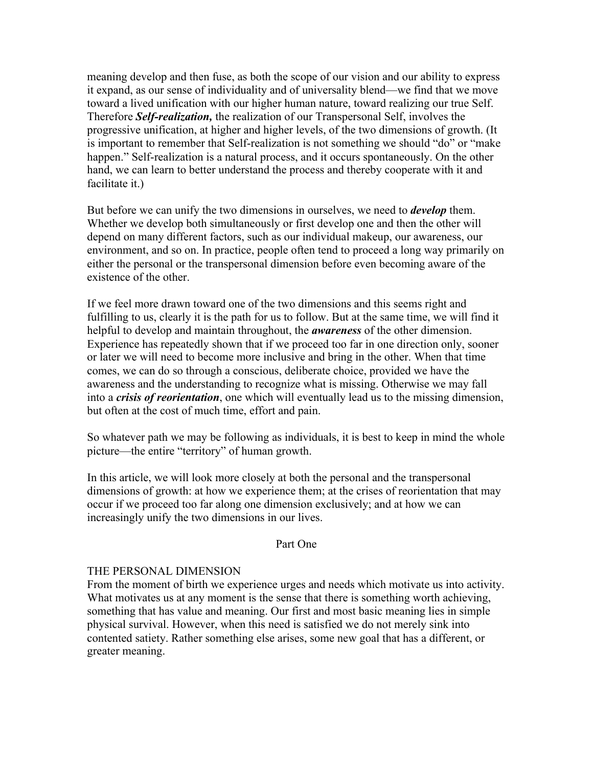meaning develop and then fuse, as both the scope of our vision and our ability to express it expand, as our sense of individuality and of universality blend—we find that we move toward a lived unification with our higher human nature, toward realizing our true Self. Therefore ***Self-realization,*** the realization of our Transpersonal Self, involves the progressive unification, at higher and higher levels, of the two dimensions of growth. (It is important to remember that Self-realization is not something we should "do" or "make happen." Self-realization is a natural process, and it occurs spontaneously. On the other hand, we can learn to better understand the process and thereby cooperate with it and facilitate it.)

But before we can unify the two dimensions in ourselves, we need to ***develop*** them. Whether we develop both simultaneously or first develop one and then the other will depend on many different factors, such as our individual makeup, our awareness, our environment, and so on. In practice, people often tend to proceed a long way primarily on either the personal or the transpersonal dimension before even becoming aware of the existence of the other.

If we feel more drawn toward one of the two dimensions and this seems right and fulfilling to us, clearly it is the path for us to follow. But at the same time, we will find it helpful to develop and maintain throughout, the ***awareness*** of the other dimension. Experience has repeatedly shown that if we proceed too far in one direction only, sooner or later we will need to become more inclusive and bring in the other. When that time comes, we can do so through a conscious, deliberate choice, provided we have the awareness and the understanding to recognize what is missing. Otherwise we may fall into a ***crisis of reorientation***, one which will eventually lead us to the missing dimension, but often at the cost of much time, effort and pain.

So whatever path we may be following as individuals, it is best to keep in mind the whole picture—the entire "territory" of human growth.

In this article, we will look more closely at both the personal and the transpersonal dimensions of growth: at how we experience them; at the crises of reorientation that may occur if we proceed too far along one dimension exclusively; and at how we can increasingly unify the two dimensions in our lives.

## Part One

### THE PERSONAL DIMENSION

From the moment of birth we experience urges and needs which motivate us into activity. What motivates us at any moment is the sense that there is something worth achieving, something that has value and meaning. Our first and most basic meaning lies in simple physical survival. However, when this need is satisfied we do not merely sink into contented satiety. Rather something else arises, some new goal that has a different, or greater meaning.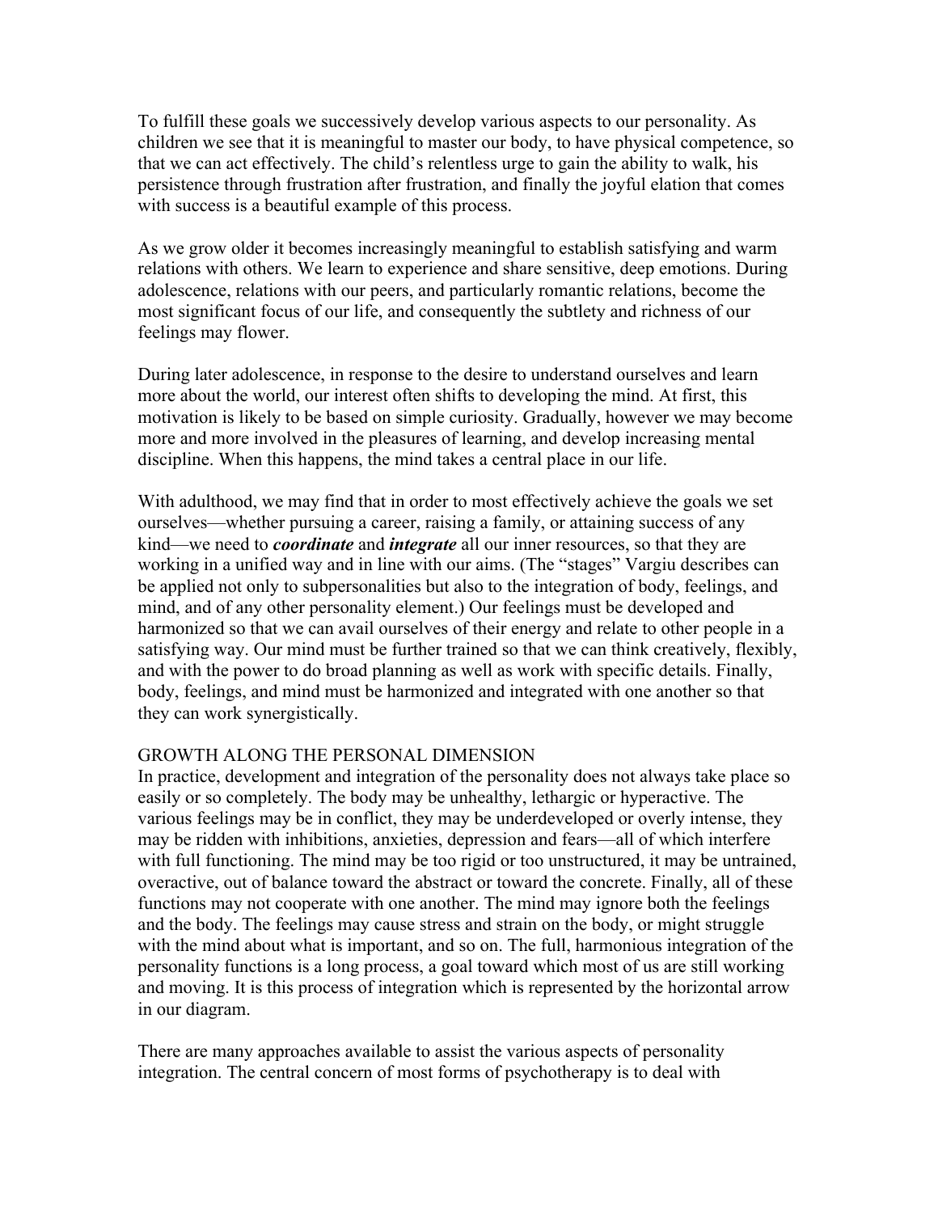To fulfill these goals we successively develop various aspects to our personality. As children we see that it is meaningful to master our body, to have physical competence, so that we can act effectively. The child's relentless urge to gain the ability to walk, his persistence through frustration after frustration, and finally the joyful elation that comes with success is a beautiful example of this process.

As we grow older it becomes increasingly meaningful to establish satisfying and warm relations with others. We learn to experience and share sensitive, deep emotions. During adolescence, relations with our peers, and particularly romantic relations, become the most significant focus of our life, and consequently the subtlety and richness of our feelings may flower.

During later adolescence, in response to the desire to understand ourselves and learn more about the world, our interest often shifts to developing the mind. At first, this motivation is likely to be based on simple curiosity. Gradually, however we may become more and more involved in the pleasures of learning, and develop increasing mental discipline. When this happens, the mind takes a central place in our life.

With adulthood, we may find that in order to most effectively achieve the goals we set ourselves—whether pursuing a career, raising a family, or attaining success of any kind—we need to ***coordinate*** and ***integrate*** all our inner resources, so that they are working in a unified way and in line with our aims. (The "stages" Vargiu describes can be applied not only to subpersonalities but also to the integration of body, feelings, and mind, and of any other personality element.) Our feelings must be developed and harmonized so that we can avail ourselves of their energy and relate to other people in a satisfying way. Our mind must be further trained so that we can think creatively, flexibly, and with the power to do broad planning as well as work with specific details. Finally, body, feelings, and mind must be harmonized and integrated with one another so that they can work synergistically.

## GROWTH ALONG THE PERSONAL DIMENSION

In practice, development and integration of the personality does not always take place so easily or so completely. The body may be unhealthy, lethargic or hyperactive. The various feelings may be in conflict, they may be underdeveloped or overly intense, they may be ridden with inhibitions, anxieties, depression and fears—all of which interfere with full functioning. The mind may be too rigid or too unstructured, it may be untrained, overactive, out of balance toward the abstract or toward the concrete. Finally, all of these functions may not cooperate with one another. The mind may ignore both the feelings and the body. The feelings may cause stress and strain on the body, or might struggle with the mind about what is important, and so on. The full, harmonious integration of the personality functions is a long process, a goal toward which most of us are still working and moving. It is this process of integration which is represented by the horizontal arrow in our diagram.

There are many approaches available to assist the various aspects of personality integration. The central concern of most forms of psychotherapy is to deal with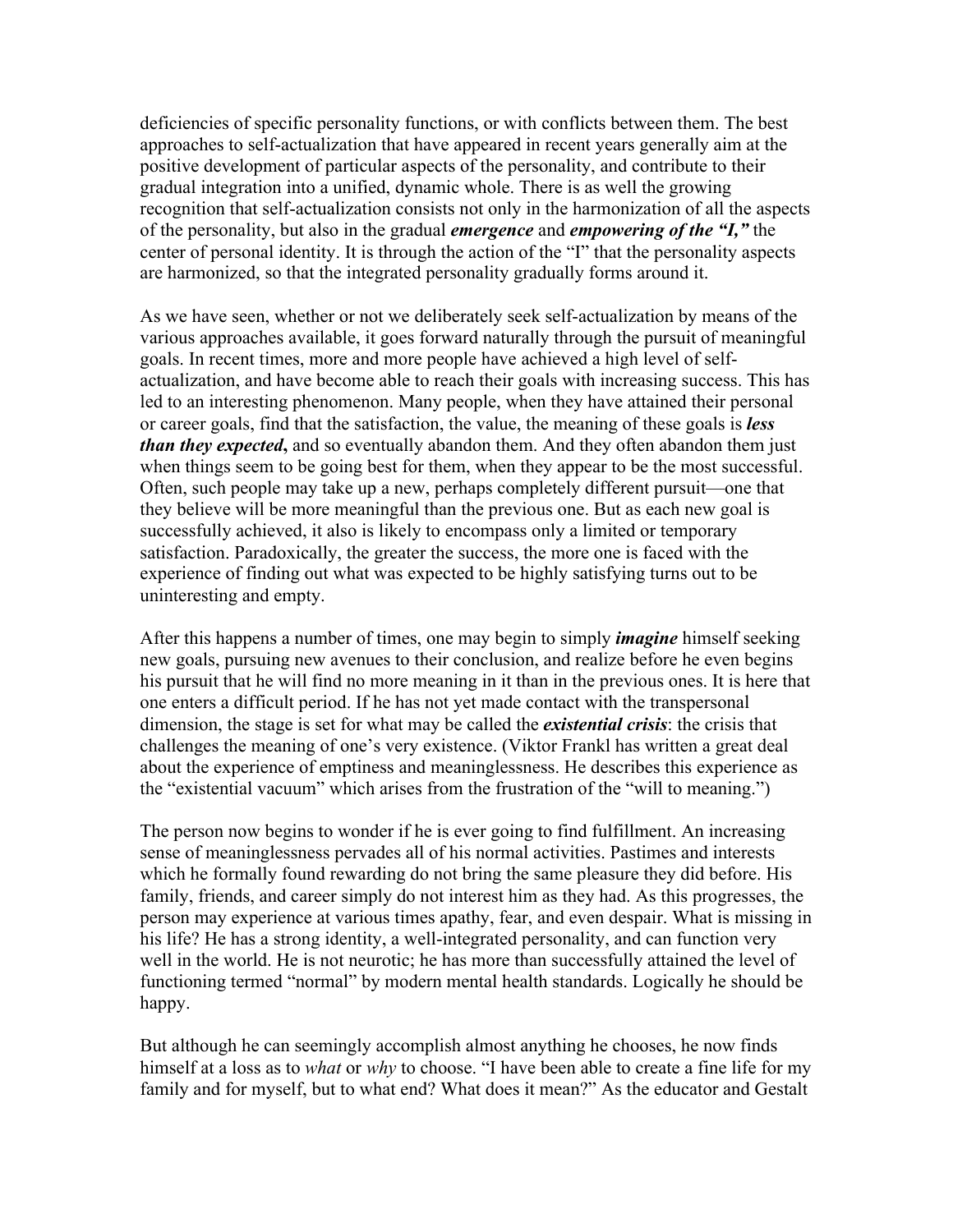deficiencies of specific personality functions, or with conflicts between them. The best approaches to self-actualization that have appeared in recent years generally aim at the positive development of particular aspects of the personality, and contribute to their gradual integration into a unified, dynamic whole. There is as well the growing recognition that self-actualization consists not only in the harmonization of all the aspects of the personality, but also in the gradual ***emergence*** and ***empowering of the "I,"*** the center of personal identity. It is through the action of the "I" that the personality aspects are harmonized, so that the integrated personality gradually forms around it.

As we have seen, whether or not we deliberately seek self-actualization by means of the various approaches available, it goes forward naturally through the pursuit of meaningful goals. In recent times, more and more people have achieved a high level of self-actualization, and have become able to reach their goals with increasing success. This has led to an interesting phenomenon. Many people, when they have attained their personal or career goals, find that the satisfaction, the value, the meaning of these goals is ***less than they expected*,** and so eventually abandon them. And they often abandon them just when things seem to be going best for them, when they appear to be the most successful. Often, such people may take up a new, perhaps completely different pursuit—one that they believe will be more meaningful than the previous one. But as each new goal is successfully achieved, it also is likely to encompass only a limited or temporary satisfaction. Paradoxically, the greater the success, the more one is faced with the experience of finding out what was expected to be highly satisfying turns out to be uninteresting and empty.

After this happens a number of times, one may begin to simply ***imagine*** himself seeking new goals, pursuing new avenues to their conclusion, and realize before he even begins his pursuit that he will find no more meaning in it than in the previous ones. It is here that one enters a difficult period. If he has not yet made contact with the transpersonal dimension, the stage is set for what may be called the ***existential crisis***: the crisis that challenges the meaning of one's very existence. (Viktor Frankl has written a great deal about the experience of emptiness and meaninglessness. He describes this experience as the "existential vacuum" which arises from the frustration of the "will to meaning.")

The person now begins to wonder if he is ever going to find fulfillment. An increasing sense of meaninglessness pervades all of his normal activities. Pastimes and interests which he formally found rewarding do not bring the same pleasure they did before. His family, friends, and career simply do not interest him as they had. As this progresses, the person may experience at various times apathy, fear, and even despair. What is missing in his life? He has a strong identity, a well-integrated personality, and can function very well in the world. He is not neurotic; he has more than successfully attained the level of functioning termed "normal" by modern mental health standards. Logically he should be happy.

But although he can seemingly accomplish almost anything he chooses, he now finds himself at a loss as to *what* or *why* to choose. "I have been able to create a fine life for my family and for myself, but to what end? What does it mean?" As the educator and Gestalt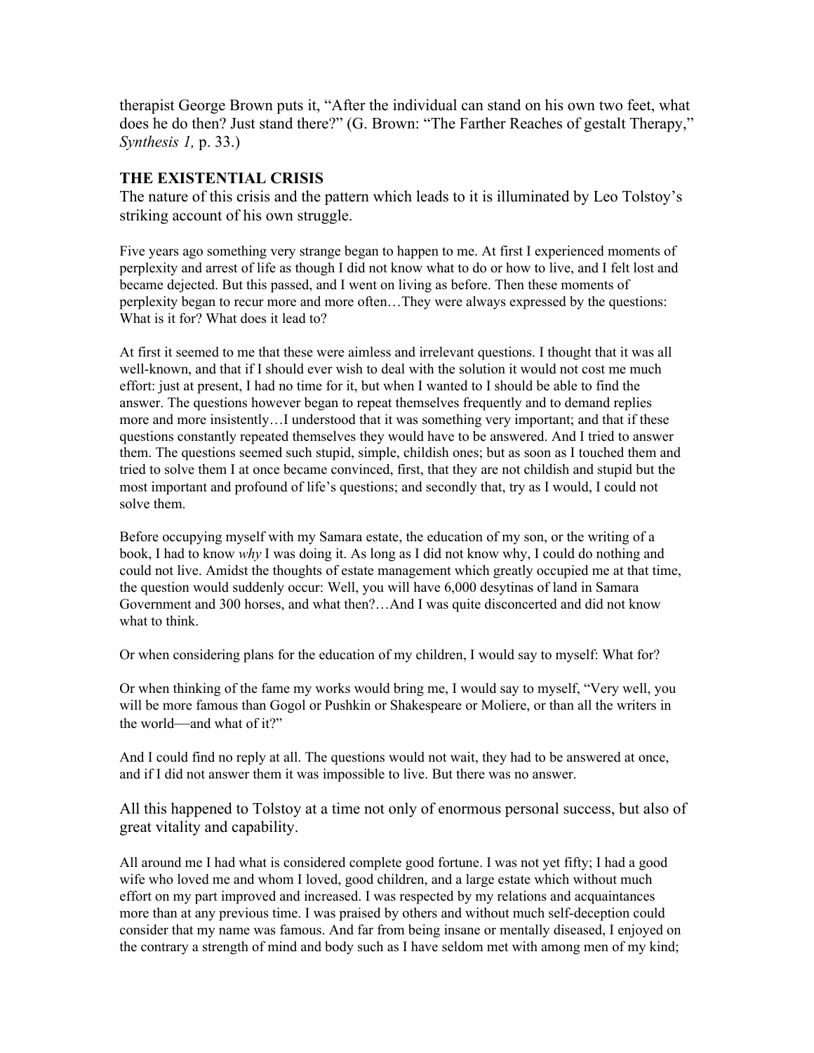therapist George Brown puts it, "After the individual can stand on his own two feet, what does he do then? Just stand there?" (G. Brown: "The Farther Reaches of gestalt Therapy," *Synthesis 1,* p. 33.)

## THE EXISTENTIAL CRISIS

The nature of this crisis and the pattern which leads to it is illuminated by Leo Tolstoy's striking account of his own struggle.

> Five years ago something very strange began to happen to me. At first I experienced moments of perplexity and arrest of life as though I did not know what to do or how to live, and I felt lost and became dejected. But this passed, and I went on living as before. Then these moments of perplexity began to recur more and more often…They were always expressed by the questions: What is it for? What does it lead to?
>
> At first it seemed to me that these were aimless and irrelevant questions. I thought that it was all well-known, and that if I should ever wish to deal with the solution it would not cost me much effort: just at present, I had no time for it, but when I wanted to I should be able to find the answer. The questions however began to repeat themselves frequently and to demand replies more and more insistently…I understood that it was something very important; and that if these questions constantly repeated themselves they would have to be answered. And I tried to answer them. The questions seemed such stupid, simple, childish ones; but as soon as I touched them and tried to solve them I at once became convinced, first, that they are not childish and stupid but the most important and profound of life's questions; and secondly that, try as I would, I could not solve them.
>
> Before occupying myself with my Samara estate, the education of my son, or the writing of a book, I had to know *why* I was doing it. As long as I did not know why, I could do nothing and could not live. Amidst the thoughts of estate management which greatly occupied me at that time, the question would suddenly occur: Well, you will have 6,000 desytinas of land in Samara Government and 300 horses, and what then?…And I was quite disconcerted and did not know what to think.
>
> Or when considering plans for the education of my children, I would say to myself: What for?
>
> Or when thinking of the fame my works would bring me, I would say to myself, "Very well, you will be more famous than Gogol or Pushkin or Shakespeare or Moliere, or than all the writers in the world—and what of it?"
>
> And I could find no reply at all. The questions would not wait, they had to be answered at once, and if I did not answer them it was impossible to live. But there was no answer.

All this happened to Tolstoy at a time not only of enormous personal success, but also of great vitality and capability.

> All around me I had what is considered complete good fortune. I was not yet fifty; I had a good wife who loved me and whom I loved, good children, and a large estate which without much effort on my part improved and increased. I was respected by my relations and acquaintances more than at any previous time. I was praised by others and without much self-deception could consider that my name was famous. And far from being insane or mentally diseased, I enjoyed on the contrary a strength of mind and body such as I have seldom met with among men of my kind;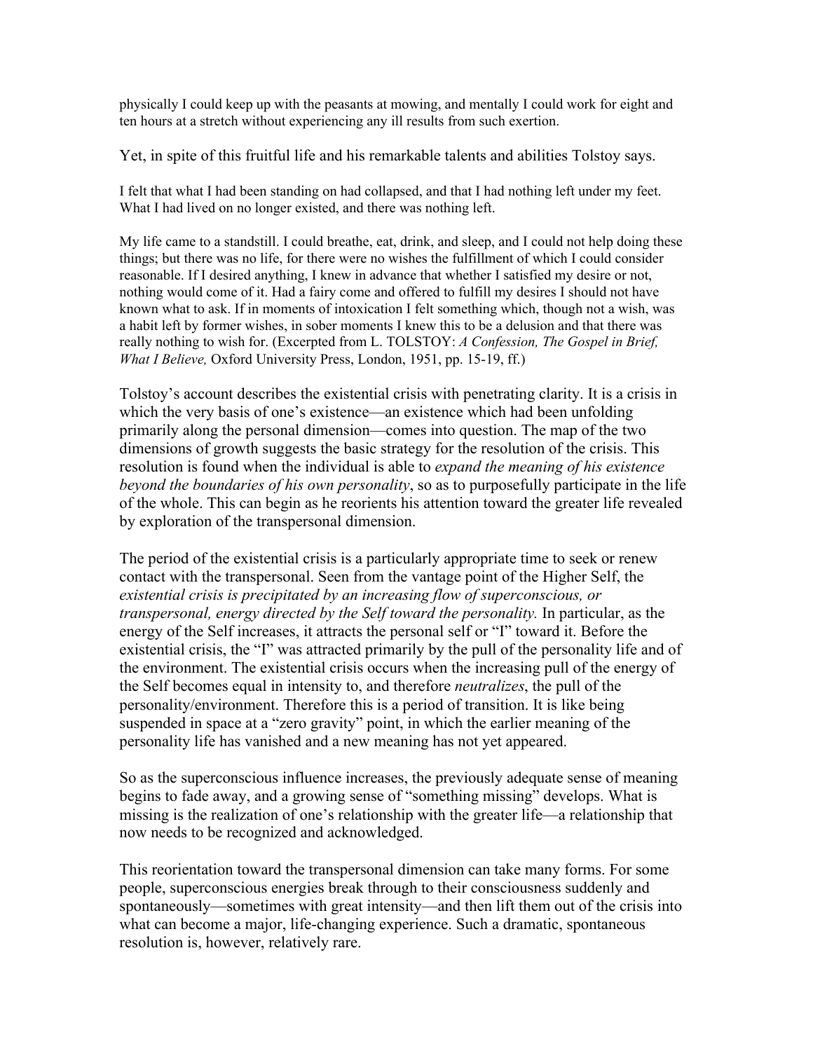physically I could keep up with the peasants at mowing, and mentally I could work for eight and ten hours at a stretch without experiencing any ill results from such exertion.

Yet, in spite of this fruitful life and his remarkable talents and abilities Tolstoy says.

I felt that what I had been standing on had collapsed, and that I had nothing left under my feet. What I had lived on no longer existed, and there was nothing left.

My life came to a standstill. I could breathe, eat, drink, and sleep, and I could not help doing these things; but there was no life, for there were no wishes the fulfillment of which I could consider reasonable. If I desired anything, I knew in advance that whether I satisfied my desire or not, nothing would come of it. Had a fairy come and offered to fulfill my desires I should not have known what to ask. If in moments of intoxication I felt something which, though not a wish, was a habit left by former wishes, in sober moments I knew this to be a delusion and that there was really nothing to wish for. (Excerpted from L. TOLSTOY: *A Confession, The Gospel in Brief, What I Believe,* Oxford University Press, London, 1951, pp. 15-19, ff.)

Tolstoy's account describes the existential crisis with penetrating clarity. It is a crisis in which the very basis of one's existence—an existence which had been unfolding primarily along the personal dimension—comes into question. The map of the two dimensions of growth suggests the basic strategy for the resolution of the crisis. This resolution is found when the individual is able to *expand the meaning of his existence beyond the boundaries of his own personality*, so as to purposefully participate in the life of the whole. This can begin as he reorients his attention toward the greater life revealed by exploration of the transpersonal dimension.

The period of the existential crisis is a particularly appropriate time to seek or renew contact with the transpersonal. Seen from the vantage point of the Higher Self, the *existential crisis is precipitated by an increasing flow of superconscious, or transpersonal, energy directed by the Self toward the personality.* In particular, as the energy of the Self increases, it attracts the personal self or "I" toward it. Before the existential crisis, the "I" was attracted primarily by the pull of the personality life and of the environment. The existential crisis occurs when the increasing pull of the energy of the Self becomes equal in intensity to, and therefore *neutralizes*, the pull of the personality/environment. Therefore this is a period of transition. It is like being suspended in space at a "zero gravity" point, in which the earlier meaning of the personality life has vanished and a new meaning has not yet appeared.

So as the superconscious influence increases, the previously adequate sense of meaning begins to fade away, and a growing sense of "something missing" develops. What is missing is the realization of one's relationship with the greater life—a relationship that now needs to be recognized and acknowledged.

This reorientation toward the transpersonal dimension can take many forms. For some people, superconscious energies break through to their consciousness suddenly and spontaneously—sometimes with great intensity—and then lift them out of the crisis into what can become a major, life-changing experience. Such a dramatic, spontaneous resolution is, however, relatively rare.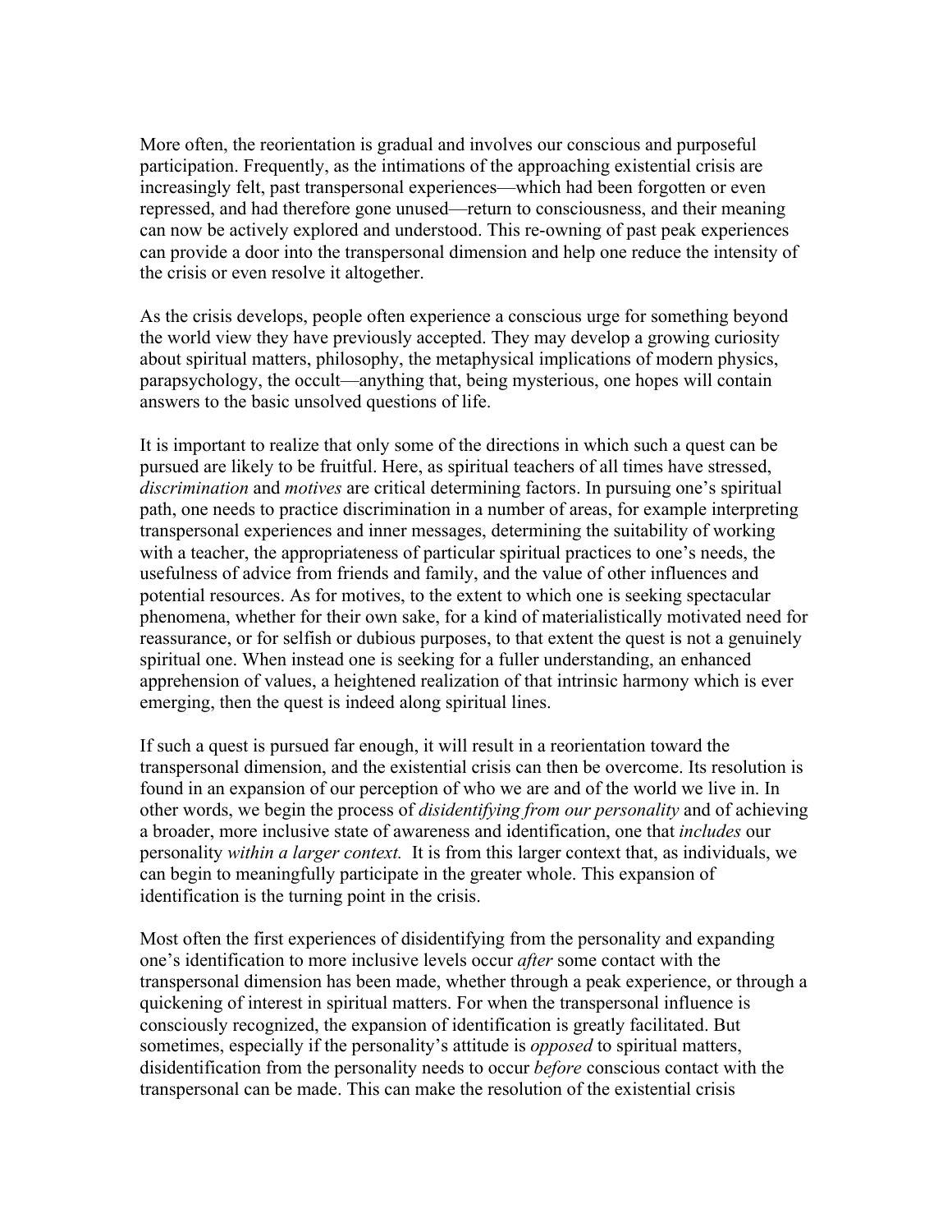More often, the reorientation is gradual and involves our conscious and purposeful participation. Frequently, as the intimations of the approaching existential crisis are increasingly felt, past transpersonal experiences—which had been forgotten or even repressed, and had therefore gone unused—return to consciousness, and their meaning can now be actively explored and understood. This re-owning of past peak experiences can provide a door into the transpersonal dimension and help one reduce the intensity of the crisis or even resolve it altogether.

As the crisis develops, people often experience a conscious urge for something beyond the world view they have previously accepted. They may develop a growing curiosity about spiritual matters, philosophy, the metaphysical implications of modern physics, parapsychology, the occult—anything that, being mysterious, one hopes will contain answers to the basic unsolved questions of life.

It is important to realize that only some of the directions in which such a quest can be pursued are likely to be fruitful. Here, as spiritual teachers of all times have stressed, *discrimination* and *motives* are critical determining factors. In pursuing one's spiritual path, one needs to practice discrimination in a number of areas, for example interpreting transpersonal experiences and inner messages, determining the suitability of working with a teacher, the appropriateness of particular spiritual practices to one's needs, the usefulness of advice from friends and family, and the value of other influences and potential resources. As for motives, to the extent to which one is seeking spectacular phenomena, whether for their own sake, for a kind of materialistically motivated need for reassurance, or for selfish or dubious purposes, to that extent the quest is not a genuinely spiritual one. When instead one is seeking for a fuller understanding, an enhanced apprehension of values, a heightened realization of that intrinsic harmony which is ever emerging, then the quest is indeed along spiritual lines.

If such a quest is pursued far enough, it will result in a reorientation toward the transpersonal dimension, and the existential crisis can then be overcome. Its resolution is found in an expansion of our perception of who we are and of the world we live in. In other words, we begin the process of *disidentifying from our personality* and of achieving a broader, more inclusive state of awareness and identification, one that *includes* our personality *within a larger context.* It is from this larger context that, as individuals, we can begin to meaningfully participate in the greater whole. This expansion of identification is the turning point in the crisis.

Most often the first experiences of disidentifying from the personality and expanding one's identification to more inclusive levels occur *after* some contact with the transpersonal dimension has been made, whether through a peak experience, or through a quickening of interest in spiritual matters. For when the transpersonal influence is consciously recognized, the expansion of identification is greatly facilitated. But sometimes, especially if the personality's attitude is *opposed* to spiritual matters, disidentification from the personality needs to occur *before* conscious contact with the transpersonal can be made. This can make the resolution of the existential crisis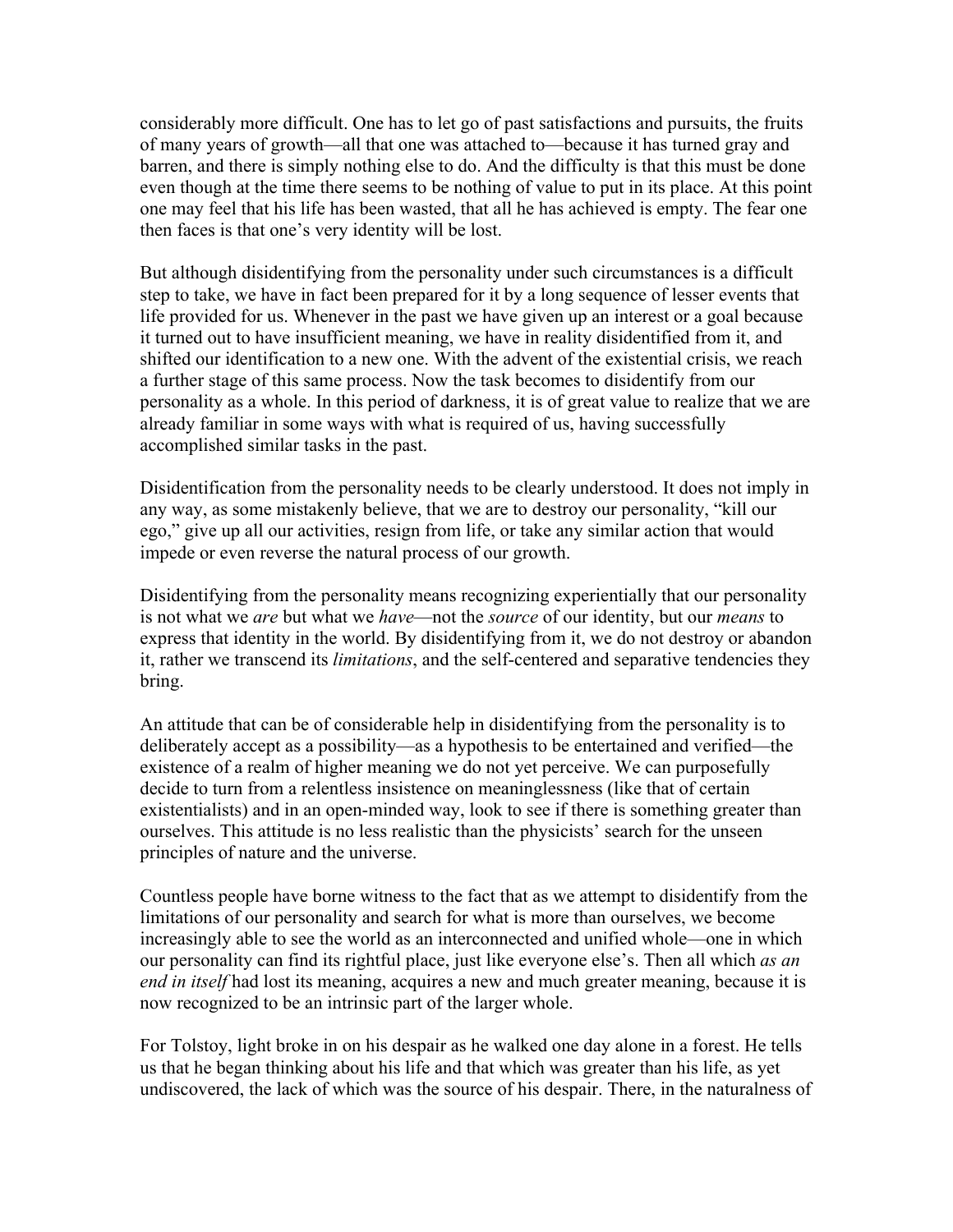considerably more difficult. One has to let go of past satisfactions and pursuits, the fruits of many years of growth—all that one was attached to—because it has turned gray and barren, and there is simply nothing else to do. And the difficulty is that this must be done even though at the time there seems to be nothing of value to put in its place. At this point one may feel that his life has been wasted, that all he has achieved is empty. The fear one then faces is that one's very identity will be lost.

But although disidentifying from the personality under such circumstances is a difficult step to take, we have in fact been prepared for it by a long sequence of lesser events that life provided for us. Whenever in the past we have given up an interest or a goal because it turned out to have insufficient meaning, we have in reality disidentified from it, and shifted our identification to a new one. With the advent of the existential crisis, we reach a further stage of this same process. Now the task becomes to disidentify from our personality as a whole. In this period of darkness, it is of great value to realize that we are already familiar in some ways with what is required of us, having successfully accomplished similar tasks in the past.

Disidentification from the personality needs to be clearly understood. It does not imply in any way, as some mistakenly believe, that we are to destroy our personality, "kill our ego," give up all our activities, resign from life, or take any similar action that would impede or even reverse the natural process of our growth.

Disidentifying from the personality means recognizing experientially that our personality is not what we *are* but what we *have*—not the *source* of our identity, but our *means* to express that identity in the world. By disidentifying from it, we do not destroy or abandon it, rather we transcend its *limitations*, and the self-centered and separative tendencies they bring.

An attitude that can be of considerable help in disidentifying from the personality is to deliberately accept as a possibility—as a hypothesis to be entertained and verified—the existence of a realm of higher meaning we do not yet perceive. We can purposefully decide to turn from a relentless insistence on meaninglessness (like that of certain existentialists) and in an open-minded way, look to see if there is something greater than ourselves. This attitude is no less realistic than the physicists' search for the unseen principles of nature and the universe.

Countless people have borne witness to the fact that as we attempt to disidentify from the limitations of our personality and search for what is more than ourselves, we become increasingly able to see the world as an interconnected and unified whole—one in which our personality can find its rightful place, just like everyone else's. Then all which *as an end in itself* had lost its meaning, acquires a new and much greater meaning, because it is now recognized to be an intrinsic part of the larger whole.

For Tolstoy, light broke in on his despair as he walked one day alone in a forest. He tells us that he began thinking about his life and that which was greater than his life, as yet undiscovered, the lack of which was the source of his despair. There, in the naturalness of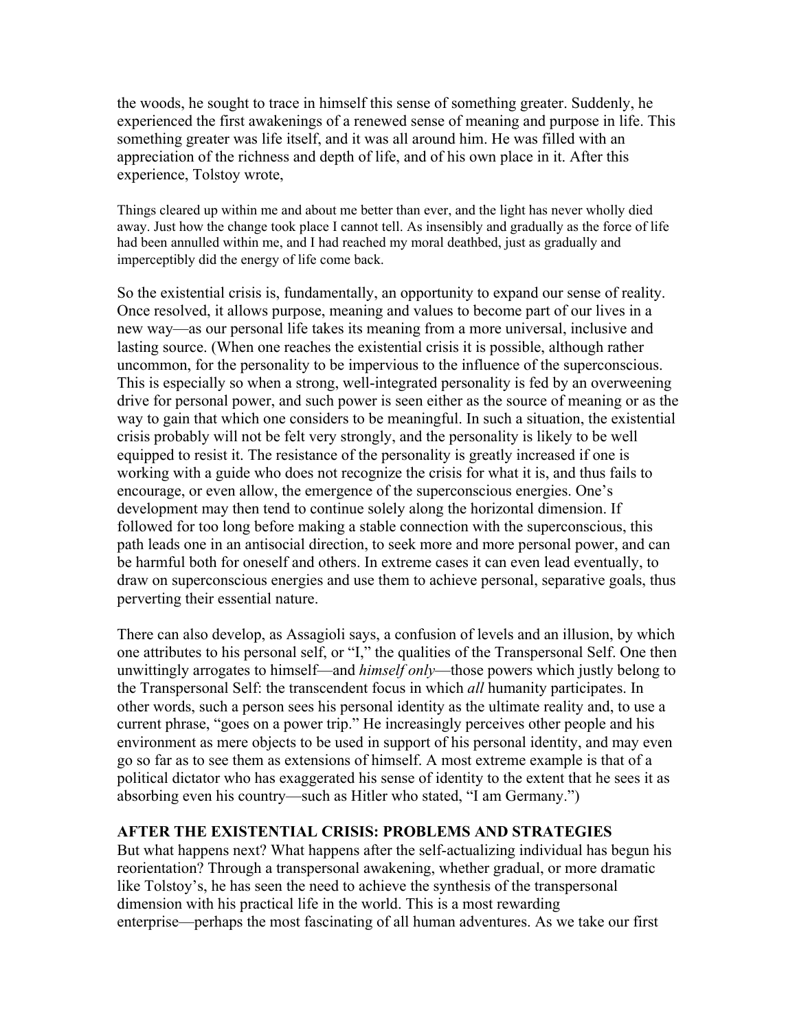the woods, he sought to trace in himself this sense of something greater. Suddenly, he experienced the first awakenings of a renewed sense of meaning and purpose in life. This something greater was life itself, and it was all around him. He was filled with an appreciation of the richness and depth of life, and of his own place in it. After this experience, Tolstoy wrote,

> Things cleared up within me and about me better than ever, and the light has never wholly died away. Just how the change took place I cannot tell. As insensibly and gradually as the force of life had been annulled within me, and I had reached my moral deathbed, just as gradually and imperceptibly did the energy of life come back.

So the existential crisis is, fundamentally, an opportunity to expand our sense of reality. Once resolved, it allows purpose, meaning and values to become part of our lives in a new way—as our personal life takes its meaning from a more universal, inclusive and lasting source. (When one reaches the existential crisis it is possible, although rather uncommon, for the personality to be impervious to the influence of the superconscious. This is especially so when a strong, well-integrated personality is fed by an overweening drive for personal power, and such power is seen either as the source of meaning or as the way to gain that which one considers to be meaningful. In such a situation, the existential crisis probably will not be felt very strongly, and the personality is likely to be well equipped to resist it. The resistance of the personality is greatly increased if one is working with a guide who does not recognize the crisis for what it is, and thus fails to encourage, or even allow, the emergence of the superconscious energies. One's development may then tend to continue solely along the horizontal dimension. If followed for too long before making a stable connection with the superconscious, this path leads one in an antisocial direction, to seek more and more personal power, and can be harmful both for oneself and others. In extreme cases it can even lead eventually, to draw on superconscious energies and use them to achieve personal, separative goals, thus perverting their essential nature.

There can also develop, as Assagioli says, a confusion of levels and an illusion, by which one attributes to his personal self, or "I," the qualities of the Transpersonal Self. One then unwittingly arrogates to himself—and *himself only*—those powers which justly belong to the Transpersonal Self: the transcendent focus in which *all* humanity participates. In other words, such a person sees his personal identity as the ultimate reality and, to use a current phrase, "goes on a power trip." He increasingly perceives other people and his environment as mere objects to be used in support of his personal identity, and may even go so far as to see them as extensions of himself. A most extreme example is that of a political dictator who has exaggerated his sense of identity to the extent that he sees it as absorbing even his country—such as Hitler who stated, "I am Germany.")

## AFTER THE EXISTENTIAL CRISIS: PROBLEMS AND STRATEGIES

But what happens next? What happens after the self-actualizing individual has begun his reorientation? Through a transpersonal awakening, whether gradual, or more dramatic like Tolstoy's, he has seen the need to achieve the synthesis of the transpersonal dimension with his practical life in the world. This is a most rewarding enterprise—perhaps the most fascinating of all human adventures. As we take our first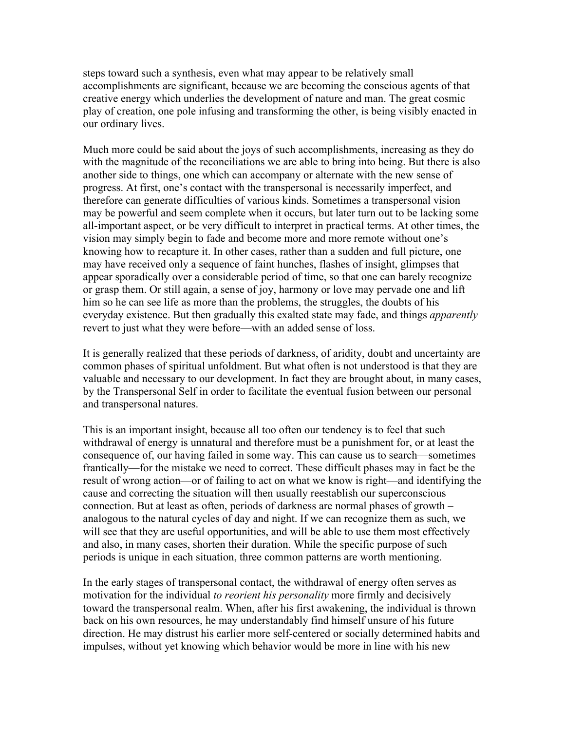steps toward such a synthesis, even what may appear to be relatively small accomplishments are significant, because we are becoming the conscious agents of that creative energy which underlies the development of nature and man. The great cosmic play of creation, one pole infusing and transforming the other, is being visibly enacted in our ordinary lives.

Much more could be said about the joys of such accomplishments, increasing as they do with the magnitude of the reconciliations we are able to bring into being. But there is also another side to things, one which can accompany or alternate with the new sense of progress. At first, one's contact with the transpersonal is necessarily imperfect, and therefore can generate difficulties of various kinds. Sometimes a transpersonal vision may be powerful and seem complete when it occurs, but later turn out to be lacking some all-important aspect, or be very difficult to interpret in practical terms. At other times, the vision may simply begin to fade and become more and more remote without one's knowing how to recapture it. In other cases, rather than a sudden and full picture, one may have received only a sequence of faint hunches, flashes of insight, glimpses that appear sporadically over a considerable period of time, so that one can barely recognize or grasp them. Or still again, a sense of joy, harmony or love may pervade one and lift him so he can see life as more than the problems, the struggles, the doubts of his everyday existence. But then gradually this exalted state may fade, and things *apparently* revert to just what they were before—with an added sense of loss.

It is generally realized that these periods of darkness, of aridity, doubt and uncertainty are common phases of spiritual unfoldment. But what often is not understood is that they are valuable and necessary to our development. In fact they are brought about, in many cases, by the Transpersonal Self in order to facilitate the eventual fusion between our personal and transpersonal natures.

This is an important insight, because all too often our tendency is to feel that such withdrawal of energy is unnatural and therefore must be a punishment for, or at least the consequence of, our having failed in some way. This can cause us to search—sometimes frantically—for the mistake we need to correct. These difficult phases may in fact be the result of wrong action—or of failing to act on what we know is right—and identifying the cause and correcting the situation will then usually reestablish our superconscious connection. But at least as often, periods of darkness are normal phases of growth – analogous to the natural cycles of day and night. If we can recognize them as such, we will see that they are useful opportunities, and will be able to use them most effectively and also, in many cases, shorten their duration. While the specific purpose of such periods is unique in each situation, three common patterns are worth mentioning.

In the early stages of transpersonal contact, the withdrawal of energy often serves as motivation for the individual *to reorient his personality* more firmly and decisively toward the transpersonal realm. When, after his first awakening, the individual is thrown back on his own resources, he may understandably find himself unsure of his future direction. He may distrust his earlier more self-centered or socially determined habits and impulses, without yet knowing which behavior would be more in line with his new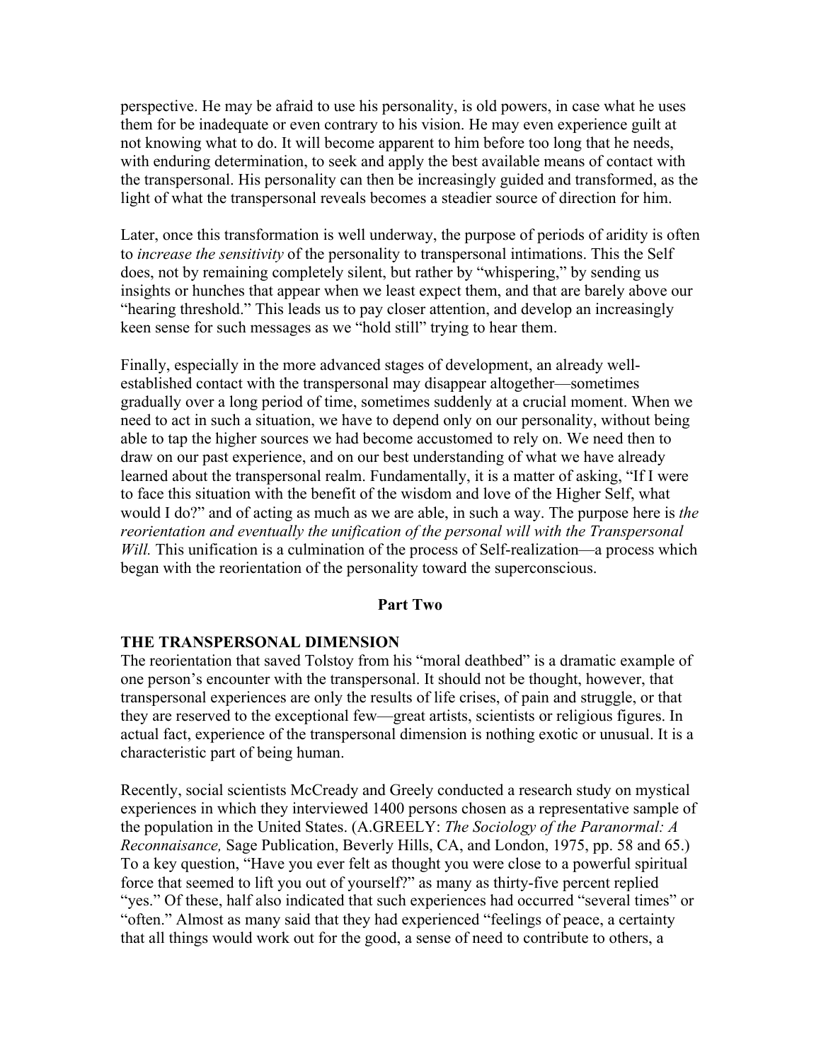perspective. He may be afraid to use his personality, is old powers, in case what he uses them for be inadequate or even contrary to his vision. He may even experience guilt at not knowing what to do. It will become apparent to him before too long that he needs, with enduring determination, to seek and apply the best available means of contact with the transpersonal. His personality can then be increasingly guided and transformed, as the light of what the transpersonal reveals becomes a steadier source of direction for him.

Later, once this transformation is well underway, the purpose of periods of aridity is often to *increase the sensitivity* of the personality to transpersonal intimations. This the Self does, not by remaining completely silent, but rather by "whispering," by sending us insights or hunches that appear when we least expect them, and that are barely above our "hearing threshold." This leads us to pay closer attention, and develop an increasingly keen sense for such messages as we "hold still" trying to hear them.

Finally, especially in the more advanced stages of development, an already well-established contact with the transpersonal may disappear altogether—sometimes gradually over a long period of time, sometimes suddenly at a crucial moment. When we need to act in such a situation, we have to depend only on our personality, without being able to tap the higher sources we had become accustomed to rely on. We need then to draw on our past experience, and on our best understanding of what we have already learned about the transpersonal realm. Fundamentally, it is a matter of asking, "If I were to face this situation with the benefit of the wisdom and love of the Higher Self, what would I do?" and of acting as much as we are able, in such a way. The purpose here is *the reorientation and eventually the unification of the personal will with the Transpersonal Will.* This unification is a culmination of the process of Self-realization—a process which began with the reorientation of the personality toward the superconscious.

## Part Two

### THE TRANSPERSONAL DIMENSION

The reorientation that saved Tolstoy from his "moral deathbed" is a dramatic example of one person's encounter with the transpersonal. It should not be thought, however, that transpersonal experiences are only the results of life crises, of pain and struggle, or that they are reserved to the exceptional few—great artists, scientists or religious figures. In actual fact, experience of the transpersonal dimension is nothing exotic or unusual. It is a characteristic part of being human.

Recently, social scientists McCready and Greely conducted a research study on mystical experiences in which they interviewed 1400 persons chosen as a representative sample of the population in the United States. (A.GREELY: *The Sociology of the Paranormal: A Reconnaisance,* Sage Publication, Beverly Hills, CA, and London, 1975, pp. 58 and 65.) To a key question, "Have you ever felt as thought you were close to a powerful spiritual force that seemed to lift you out of yourself?" as many as thirty-five percent replied "yes." Of these, half also indicated that such experiences had occurred "several times" or "often." Almost as many said that they had experienced "feelings of peace, a certainty that all things would work out for the good, a sense of need to contribute to others, a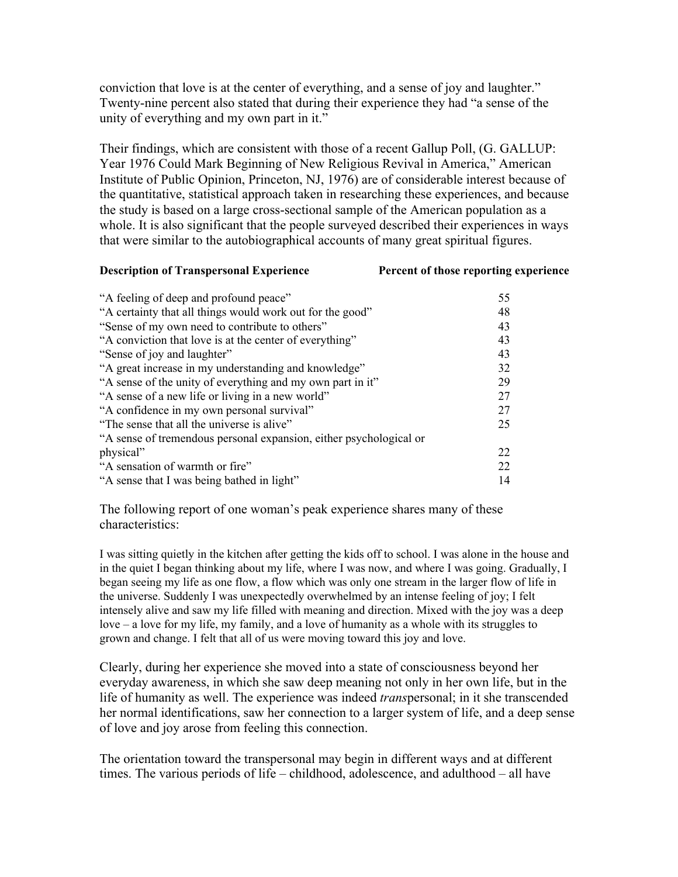conviction that love is at the center of everything, and a sense of joy and laughter." Twenty-nine percent also stated that during their experience they had "a sense of the unity of everything and my own part in it."

Their findings, which are consistent with those of a recent Gallup Poll, (G. GALLUP: Year 1976 Could Mark Beginning of New Religious Revival in America," American Institute of Public Opinion, Princeton, NJ, 1976) are of considerable interest because of the quantitative, statistical approach taken in researching these experiences, and because the study is based on a large cross-sectional sample of the American population as a whole. It is also significant that the people surveyed described their experiences in ways that were similar to the autobiographical accounts of many great spiritual figures.

| **Description of Transpersonal Experience** | **Percent of those reporting experience** |
|---|---|
| "A feeling of deep and profound peace" | 55 |
| "A certainty that all things would work out for the good" | 48 |
| "Sense of my own need to contribute to others" | 43 |
| "A conviction that love is at the center of everything" | 43 |
| "Sense of joy and laughter" | 43 |
| "A great increase in my understanding and knowledge" | 32 |
| "A sense of the unity of everything and my own part in it" | 29 |
| "A sense of a new life or living in a new world" | 27 |
| "A confidence in my own personal survival" | 27 |
| "The sense that all the universe is alive" | 25 |
| "A sense of tremendous personal expansion, either psychological or physical" | 22 |
| "A sensation of warmth or fire" | 22 |
| "A sense that I was being bathed in light" | 14 |

The following report of one woman's peak experience shares many of these characteristics:

> I was sitting quietly in the kitchen after getting the kids off to school. I was alone in the house and in the quiet I began thinking about my life, where I was now, and where I was going. Gradually, I began seeing my life as one flow, a flow which was only one stream in the larger flow of life in the universe. Suddenly I was unexpectedly overwhelmed by an intense feeling of joy; I felt intensely alive and saw my life filled with meaning and direction. Mixed with the joy was a deep love – a love for my life, my family, and a love of humanity as a whole with its struggles to grown and change. I felt that all of us were moving toward this joy and love.

Clearly, during her experience she moved into a state of consciousness beyond her everyday awareness, in which she saw deep meaning not only in her own life, but in the life of humanity as well. The experience was indeed *trans*personal; in it she transcended her normal identifications, saw her connection to a larger system of life, and a deep sense of love and joy arose from feeling this connection.

The orientation toward the transpersonal may begin in different ways and at different times. The various periods of life – childhood, adolescence, and adulthood – all have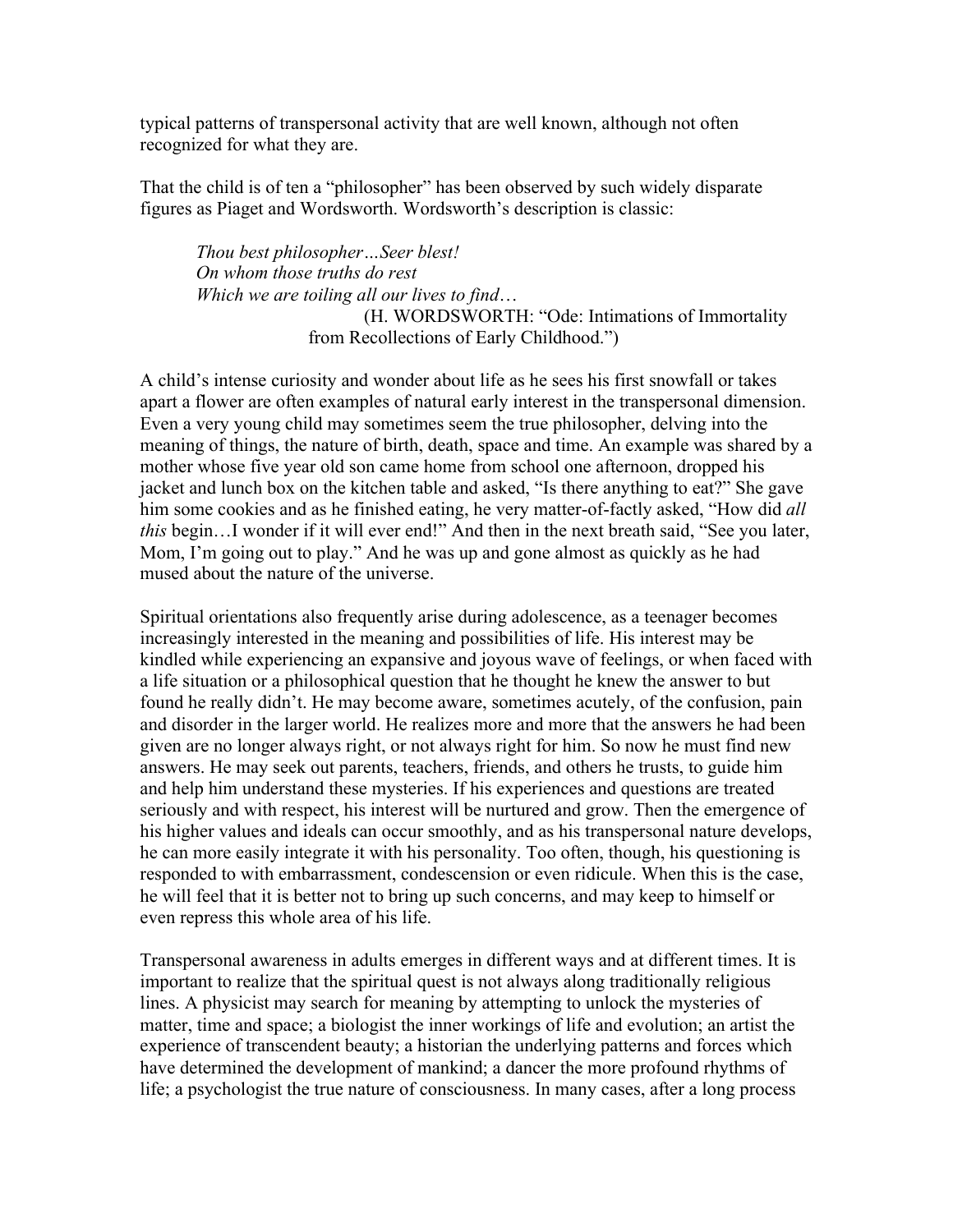typical patterns of transpersonal activity that are well known, although not often recognized for what they are.

That the child is of ten a "philosopher" has been observed by such widely disparate figures as Piaget and Wordsworth. Wordsworth's description is classic:

> *Thou best philosopher…Seer blest!*
> *On whom those truths do rest*
> *Which we are toiling all our lives to find…*
>
> (H. WORDSWORTH: "Ode: Intimations of Immortality from Recollections of Early Childhood.")

A child's intense curiosity and wonder about life as he sees his first snowfall or takes apart a flower are often examples of natural early interest in the transpersonal dimension. Even a very young child may sometimes seem the true philosopher, delving into the meaning of things, the nature of birth, death, space and time. An example was shared by a mother whose five year old son came home from school one afternoon, dropped his jacket and lunch box on the kitchen table and asked, "Is there anything to eat?" She gave him some cookies and as he finished eating, he very matter-of-factly asked, "How did *all this* begin…I wonder if it will ever end!" And then in the next breath said, "See you later, Mom, I'm going out to play." And he was up and gone almost as quickly as he had mused about the nature of the universe.

Spiritual orientations also frequently arise during adolescence, as a teenager becomes increasingly interested in the meaning and possibilities of life. His interest may be kindled while experiencing an expansive and joyous wave of feelings, or when faced with a life situation or a philosophical question that he thought he knew the answer to but found he really didn't. He may become aware, sometimes acutely, of the confusion, pain and disorder in the larger world. He realizes more and more that the answers he had been given are no longer always right, or not always right for him. So now he must find new answers. He may seek out parents, teachers, friends, and others he trusts, to guide him and help him understand these mysteries. If his experiences and questions are treated seriously and with respect, his interest will be nurtured and grow. Then the emergence of his higher values and ideals can occur smoothly, and as his transpersonal nature develops, he can more easily integrate it with his personality. Too often, though, his questioning is responded to with embarrassment, condescension or even ridicule. When this is the case, he will feel that it is better not to bring up such concerns, and may keep to himself or even repress this whole area of his life.

Transpersonal awareness in adults emerges in different ways and at different times. It is important to realize that the spiritual quest is not always along traditionally religious lines. A physicist may search for meaning by attempting to unlock the mysteries of matter, time and space; a biologist the inner workings of life and evolution; an artist the experience of transcendent beauty; a historian the underlying patterns and forces which have determined the development of mankind; a dancer the more profound rhythms of life; a psychologist the true nature of consciousness. In many cases, after a long process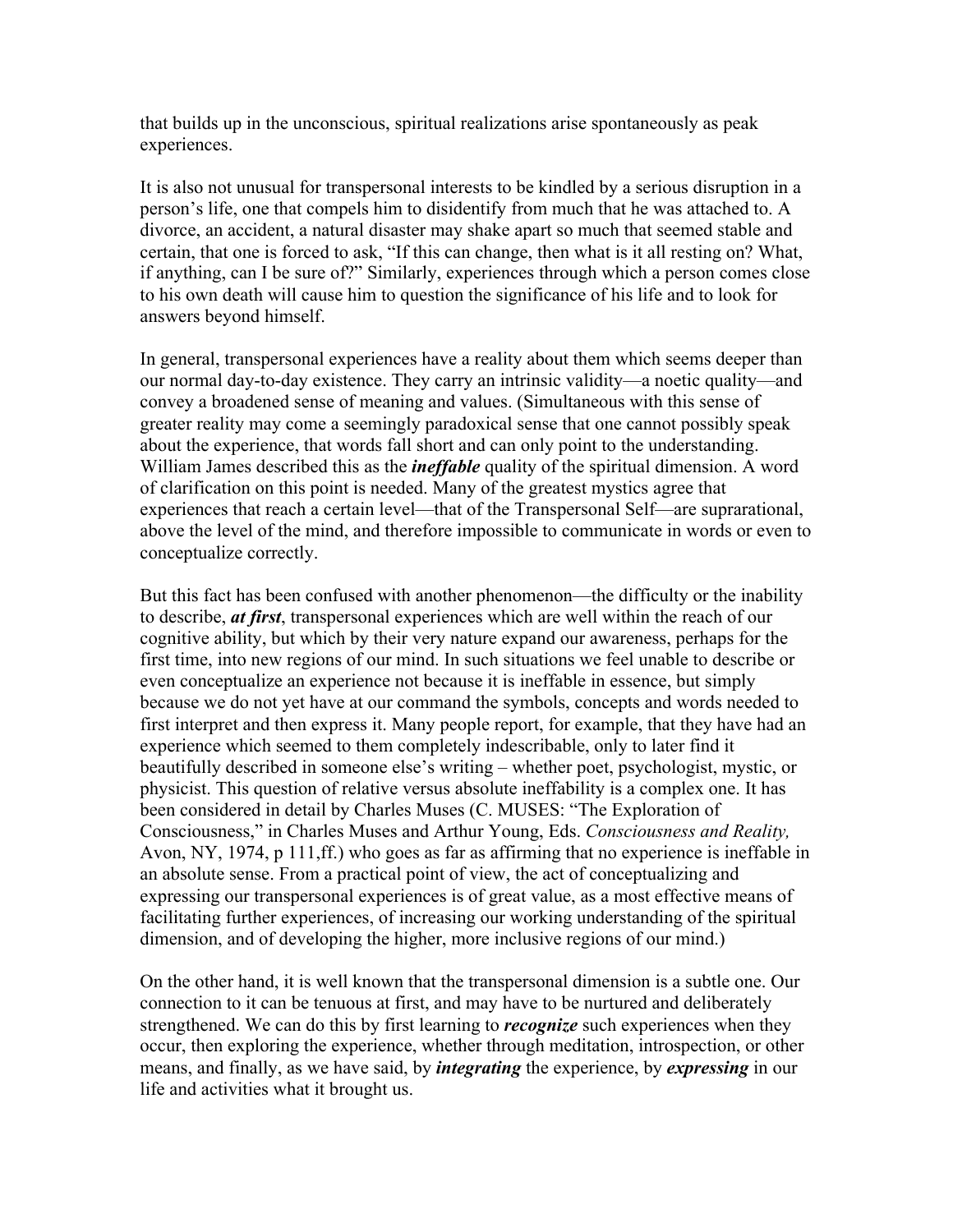that builds up in the unconscious, spiritual realizations arise spontaneously as peak experiences.

It is also not unusual for transpersonal interests to be kindled by a serious disruption in a person's life, one that compels him to disidentify from much that he was attached to. A divorce, an accident, a natural disaster may shake apart so much that seemed stable and certain, that one is forced to ask, "If this can change, then what is it all resting on? What, if anything, can I be sure of?" Similarly, experiences through which a person comes close to his own death will cause him to question the significance of his life and to look for answers beyond himself.

In general, transpersonal experiences have a reality about them which seems deeper than our normal day-to-day existence. They carry an intrinsic validity—a noetic quality—and convey a broadened sense of meaning and values. (Simultaneous with this sense of greater reality may come a seemingly paradoxical sense that one cannot possibly speak about the experience, that words fall short and can only point to the understanding. William James described this as the ***ineffable*** quality of the spiritual dimension. A word of clarification on this point is needed. Many of the greatest mystics agree that experiences that reach a certain level—that of the Transpersonal Self—are suprarational, above the level of the mind, and therefore impossible to communicate in words or even to conceptualize correctly.

But this fact has been confused with another phenomenon—the difficulty or the inability to describe, ***at first***, transpersonal experiences which are well within the reach of our cognitive ability, but which by their very nature expand our awareness, perhaps for the first time, into new regions of our mind. In such situations we feel unable to describe or even conceptualize an experience not because it is ineffable in essence, but simply because we do not yet have at our command the symbols, concepts and words needed to first interpret and then express it. Many people report, for example, that they have had an experience which seemed to them completely indescribable, only to later find it beautifully described in someone else's writing – whether poet, psychologist, mystic, or physicist. This question of relative versus absolute ineffability is a complex one. It has been considered in detail by Charles Muses (C. MUSES: "The Exploration of Consciousness," in Charles Muses and Arthur Young, Eds. *Consciousness and Reality,* Avon, NY, 1974, p 111,ff.) who goes as far as affirming that no experience is ineffable in an absolute sense. From a practical point of view, the act of conceptualizing and expressing our transpersonal experiences is of great value, as a most effective means of facilitating further experiences, of increasing our working understanding of the spiritual dimension, and of developing the higher, more inclusive regions of our mind.)

On the other hand, it is well known that the transpersonal dimension is a subtle one. Our connection to it can be tenuous at first, and may have to be nurtured and deliberately strengthened. We can do this by first learning to ***recognize*** such experiences when they occur, then exploring the experience, whether through meditation, introspection, or other means, and finally, as we have said, by ***integrating*** the experience, by ***expressing*** in our life and activities what it brought us.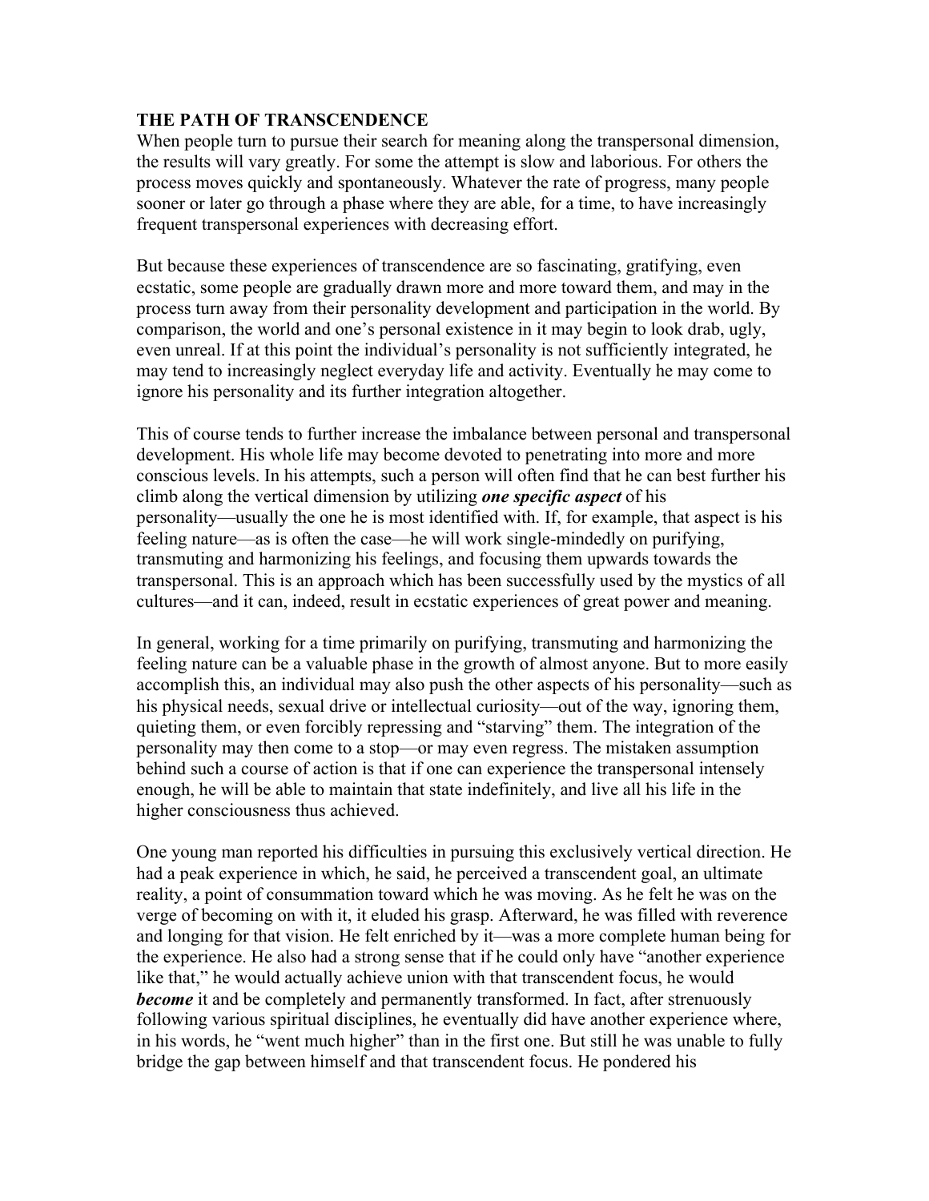**THE PATH OF TRANSCENDENCE**

When people turn to pursue their search for meaning along the transpersonal dimension, the results will vary greatly. For some the attempt is slow and laborious. For others the process moves quickly and spontaneously. Whatever the rate of progress, many people sooner or later go through a phase where they are able, for a time, to have increasingly frequent transpersonal experiences with decreasing effort.

But because these experiences of transcendence are so fascinating, gratifying, even ecstatic, some people are gradually drawn more and more toward them, and may in the process turn away from their personality development and participation in the world. By comparison, the world and one's personal existence in it may begin to look drab, ugly, even unreal. If at this point the individual's personality is not sufficiently integrated, he may tend to increasingly neglect everyday life and activity. Eventually he may come to ignore his personality and its further integration altogether.

This of course tends to further increase the imbalance between personal and transpersonal development. His whole life may become devoted to penetrating into more and more conscious levels. In his attempts, such a person will often find that he can best further his climb along the vertical dimension by utilizing ***one specific aspect*** of his personality—usually the one he is most identified with. If, for example, that aspect is his feeling nature—as is often the case—he will work single-mindedly on purifying, transmuting and harmonizing his feelings, and focusing them upwards towards the transpersonal. This is an approach which has been successfully used by the mystics of all cultures—and it can, indeed, result in ecstatic experiences of great power and meaning.

In general, working for a time primarily on purifying, transmuting and harmonizing the feeling nature can be a valuable phase in the growth of almost anyone. But to more easily accomplish this, an individual may also push the other aspects of his personality—such as his physical needs, sexual drive or intellectual curiosity—out of the way, ignoring them, quieting them, or even forcibly repressing and "starving" them. The integration of the personality may then come to a stop—or may even regress. The mistaken assumption behind such a course of action is that if one can experience the transpersonal intensely enough, he will be able to maintain that state indefinitely, and live all his life in the higher consciousness thus achieved.

One young man reported his difficulties in pursuing this exclusively vertical direction. He had a peak experience in which, he said, he perceived a transcendent goal, an ultimate reality, a point of consummation toward which he was moving. As he felt he was on the verge of becoming on with it, it eluded his grasp. Afterward, he was filled with reverence and longing for that vision. He felt enriched by it—was a more complete human being for the experience. He also had a strong sense that if he could only have "another experience like that," he would actually achieve union with that transcendent focus, he would ***become*** it and be completely and permanently transformed. In fact, after strenuously following various spiritual disciplines, he eventually did have another experience where, in his words, he "went much higher" than in the first one. But still he was unable to fully bridge the gap between himself and that transcendent focus. He pondered his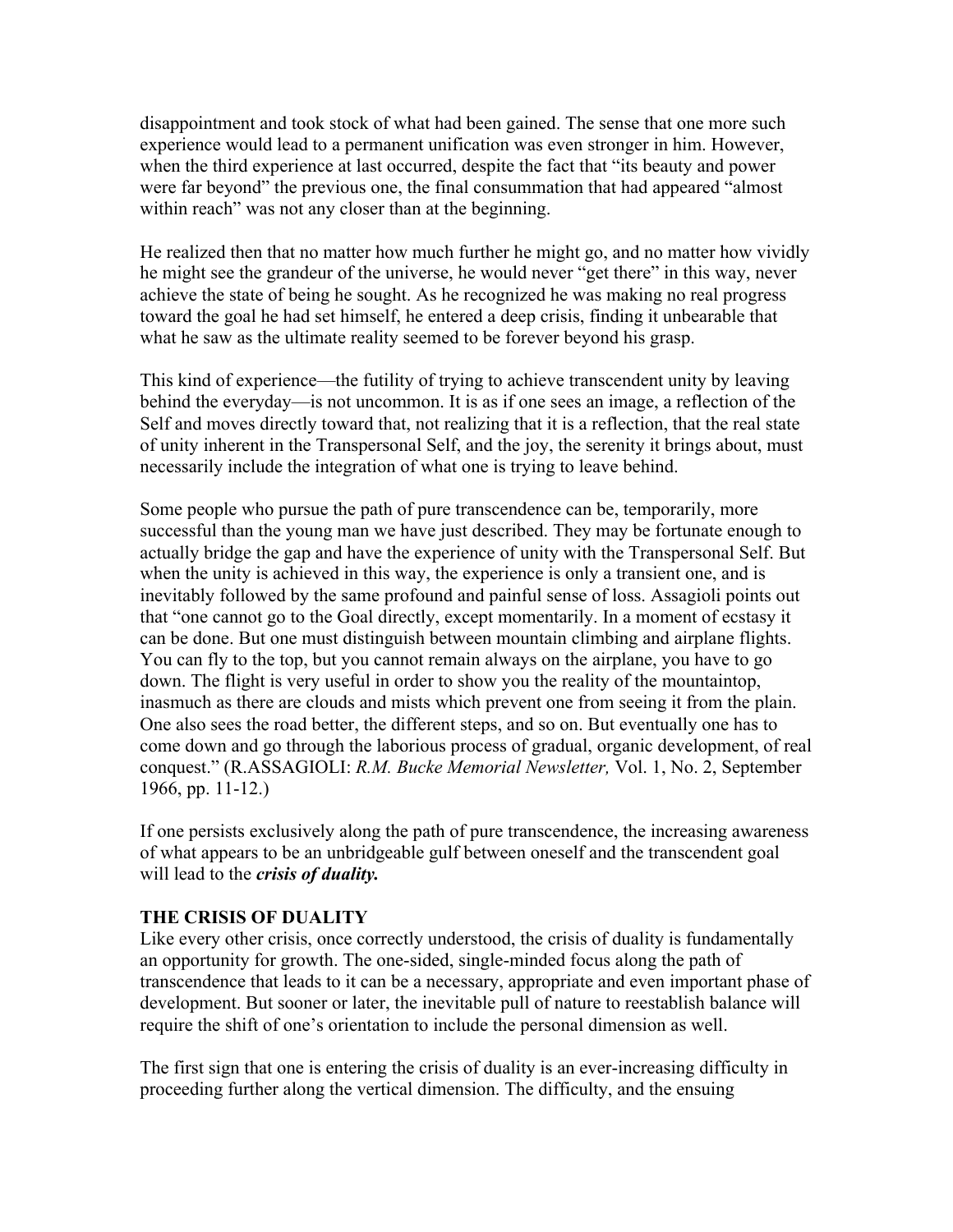disappointment and took stock of what had been gained. The sense that one more such experience would lead to a permanent unification was even stronger in him. However, when the third experience at last occurred, despite the fact that "its beauty and power were far beyond" the previous one, the final consummation that had appeared "almost within reach" was not any closer than at the beginning.

He realized then that no matter how much further he might go, and no matter how vividly he might see the grandeur of the universe, he would never "get there" in this way, never achieve the state of being he sought. As he recognized he was making no real progress toward the goal he had set himself, he entered a deep crisis, finding it unbearable that what he saw as the ultimate reality seemed to be forever beyond his grasp.

This kind of experience—the futility of trying to achieve transcendent unity by leaving behind the everyday—is not uncommon. It is as if one sees an image, a reflection of the Self and moves directly toward that, not realizing that it is a reflection, that the real state of unity inherent in the Transpersonal Self, and the joy, the serenity it brings about, must necessarily include the integration of what one is trying to leave behind.

Some people who pursue the path of pure transcendence can be, temporarily, more successful than the young man we have just described. They may be fortunate enough to actually bridge the gap and have the experience of unity with the Transpersonal Self. But when the unity is achieved in this way, the experience is only a transient one, and is inevitably followed by the same profound and painful sense of loss. Assagioli points out that "one cannot go to the Goal directly, except momentarily. In a moment of ecstasy it can be done. But one must distinguish between mountain climbing and airplane flights. You can fly to the top, but you cannot remain always on the airplane, you have to go down. The flight is very useful in order to show you the reality of the mountaintop, inasmuch as there are clouds and mists which prevent one from seeing it from the plain. One also sees the road better, the different steps, and so on. But eventually one has to come down and go through the laborious process of gradual, organic development, of real conquest." (R.ASSAGIOLI: *R.M. Bucke Memorial Newsletter,* Vol. 1, No. 2, September 1966, pp. 11-12.)

If one persists exclusively along the path of pure transcendence, the increasing awareness of what appears to be an unbridgeable gulf between oneself and the transcendent goal will lead to the ***crisis of duality.***

## THE CRISIS OF DUALITY

Like every other crisis, once correctly understood, the crisis of duality is fundamentally an opportunity for growth. The one-sided, single-minded focus along the path of transcendence that leads to it can be a necessary, appropriate and even important phase of development. But sooner or later, the inevitable pull of nature to reestablish balance will require the shift of one's orientation to include the personal dimension as well.

The first sign that one is entering the crisis of duality is an ever-increasing difficulty in proceeding further along the vertical dimension. The difficulty, and the ensuing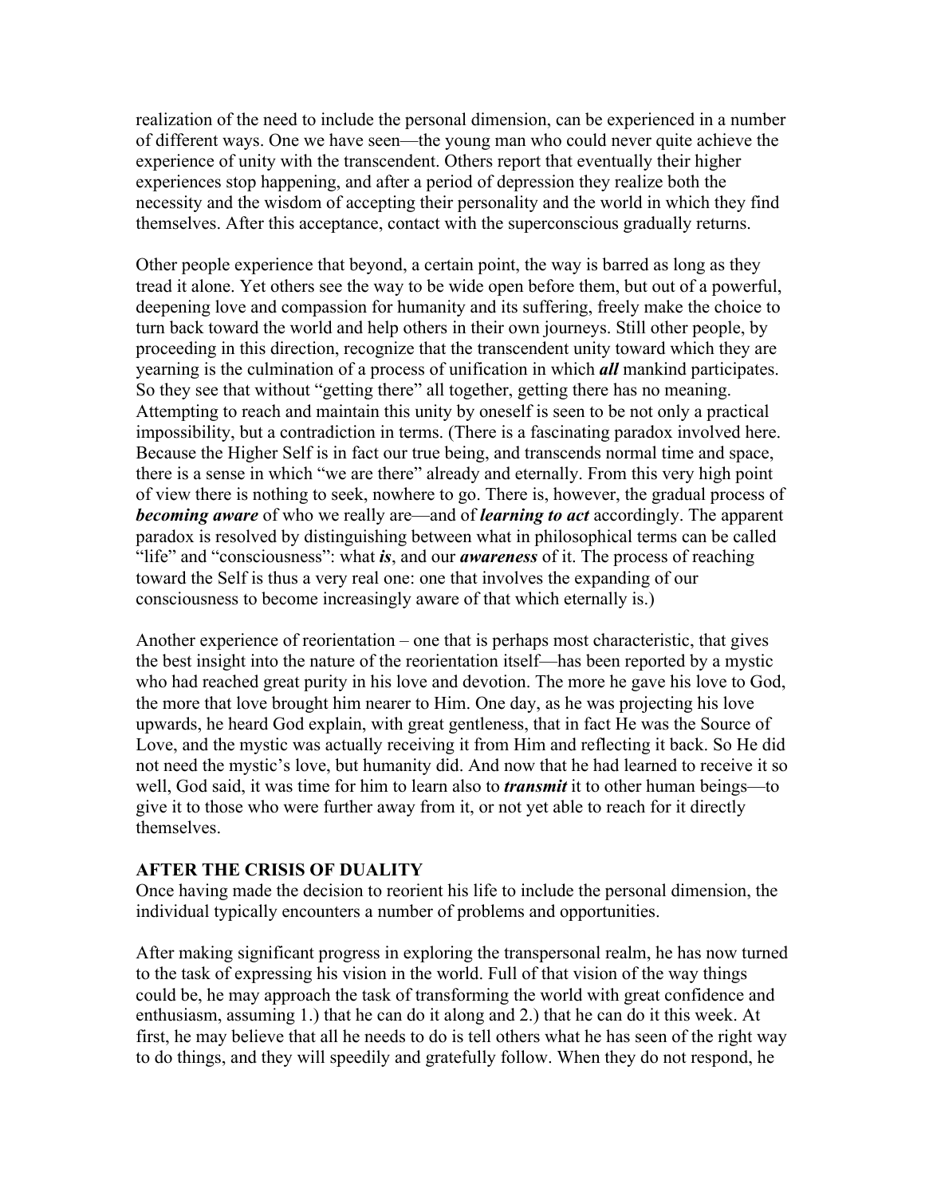realization of the need to include the personal dimension, can be experienced in a number of different ways. One we have seen—the young man who could never quite achieve the experience of unity with the transcendent. Others report that eventually their higher experiences stop happening, and after a period of depression they realize both the necessity and the wisdom of accepting their personality and the world in which they find themselves. After this acceptance, contact with the superconscious gradually returns.

Other people experience that beyond, a certain point, the way is barred as long as they tread it alone. Yet others see the way to be wide open before them, but out of a powerful, deepening love and compassion for humanity and its suffering, freely make the choice to turn back toward the world and help others in their own journeys. Still other people, by proceeding in this direction, recognize that the transcendent unity toward which they are yearning is the culmination of a process of unification in which ***all*** mankind participates. So they see that without "getting there" all together, getting there has no meaning. Attempting to reach and maintain this unity by oneself is seen to be not only a practical impossibility, but a contradiction in terms. (There is a fascinating paradox involved here. Because the Higher Self is in fact our true being, and transcends normal time and space, there is a sense in which "we are there" already and eternally. From this very high point of view there is nothing to seek, nowhere to go. There is, however, the gradual process of ***becoming aware*** of who we really are—and of ***learning to act*** accordingly. The apparent paradox is resolved by distinguishing between what in philosophical terms can be called "life" and "consciousness": what ***is***, and our ***awareness*** of it. The process of reaching toward the Self is thus a very real one: one that involves the expanding of our consciousness to become increasingly aware of that which eternally is.)

Another experience of reorientation – one that is perhaps most characteristic, that gives the best insight into the nature of the reorientation itself—has been reported by a mystic who had reached great purity in his love and devotion. The more he gave his love to God, the more that love brought him nearer to Him. One day, as he was projecting his love upwards, he heard God explain, with great gentleness, that in fact He was the Source of Love, and the mystic was actually receiving it from Him and reflecting it back. So He did not need the mystic's love, but humanity did. And now that he had learned to receive it so well, God said, it was time for him to learn also to ***transmit*** it to other human beings—to give it to those who were further away from it, or not yet able to reach for it directly themselves.

**AFTER THE CRISIS OF DUALITY**

Once having made the decision to reorient his life to include the personal dimension, the individual typically encounters a number of problems and opportunities.

After making significant progress in exploring the transpersonal realm, he has now turned to the task of expressing his vision in the world. Full of that vision of the way things could be, he may approach the task of transforming the world with great confidence and enthusiasm, assuming 1.) that he can do it along and 2.) that he can do it this week. At first, he may believe that all he needs to do is tell others what he has seen of the right way to do things, and they will speedily and gratefully follow. When they do not respond, he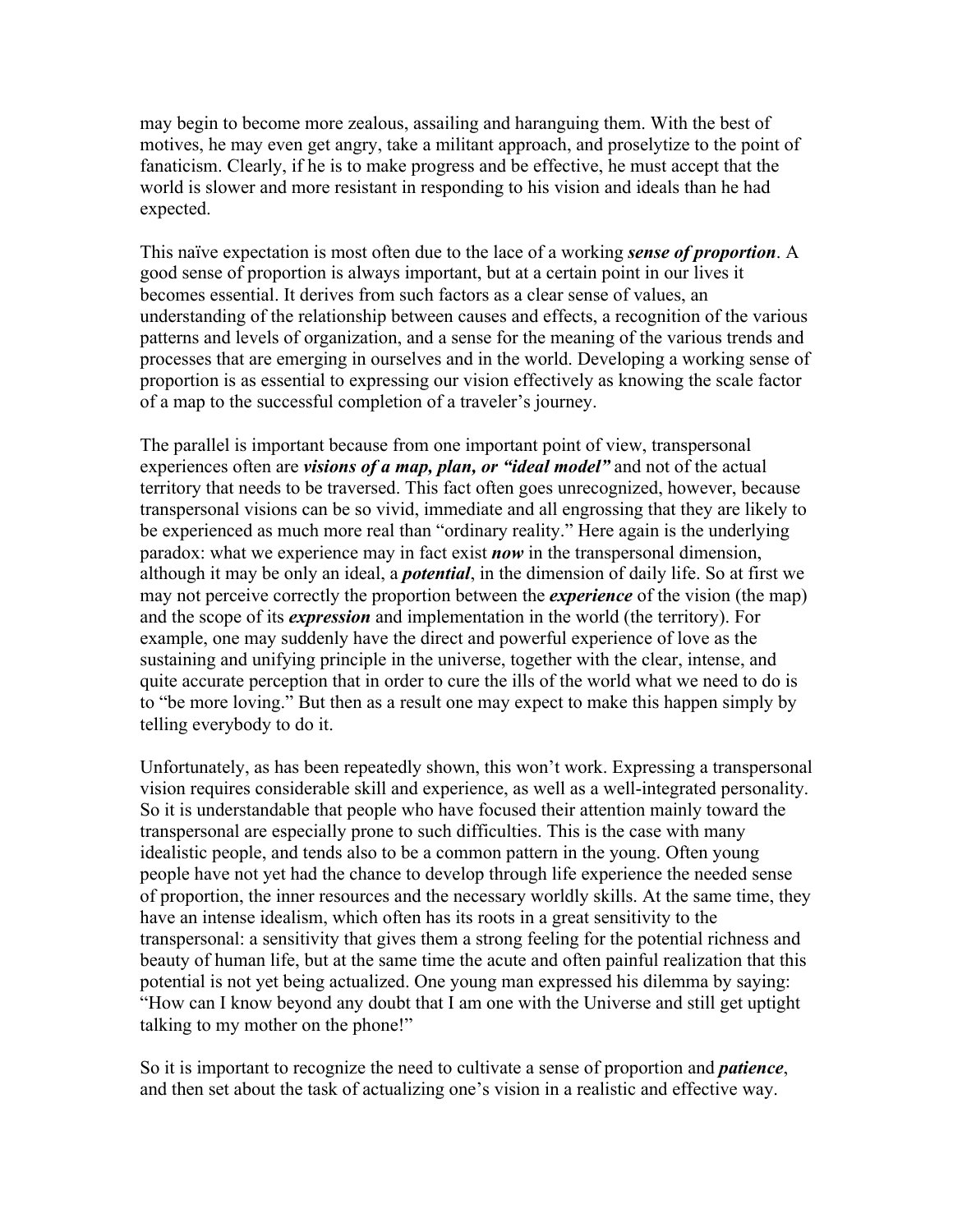may begin to become more zealous, assailing and haranguing them. With the best of motives, he may even get angry, take a militant approach, and proselytize to the point of fanaticism. Clearly, if he is to make progress and be effective, he must accept that the world is slower and more resistant in responding to his vision and ideals than he had expected.

This naïve expectation is most often due to the lace of a working ***sense of proportion***. A good sense of proportion is always important, but at a certain point in our lives it becomes essential. It derives from such factors as a clear sense of values, an understanding of the relationship between causes and effects, a recognition of the various patterns and levels of organization, and a sense for the meaning of the various trends and processes that are emerging in ourselves and in the world. Developing a working sense of proportion is as essential to expressing our vision effectively as knowing the scale factor of a map to the successful completion of a traveler's journey.

The parallel is important because from one important point of view, transpersonal experiences often are ***visions of a map, plan, or "ideal model"*** and not of the actual territory that needs to be traversed. This fact often goes unrecognized, however, because transpersonal visions can be so vivid, immediate and all engrossing that they are likely to be experienced as much more real than "ordinary reality." Here again is the underlying paradox: what we experience may in fact exist ***now*** in the transpersonal dimension, although it may be only an ideal, a ***potential***, in the dimension of daily life. So at first we may not perceive correctly the proportion between the ***experience*** of the vision (the map) and the scope of its ***expression*** and implementation in the world (the territory). For example, one may suddenly have the direct and powerful experience of love as the sustaining and unifying principle in the universe, together with the clear, intense, and quite accurate perception that in order to cure the ills of the world what we need to do is to "be more loving." But then as a result one may expect to make this happen simply by telling everybody to do it.

Unfortunately, as has been repeatedly shown, this won't work. Expressing a transpersonal vision requires considerable skill and experience, as well as a well-integrated personality. So it is understandable that people who have focused their attention mainly toward the transpersonal are especially prone to such difficulties. This is the case with many idealistic people, and tends also to be a common pattern in the young. Often young people have not yet had the chance to develop through life experience the needed sense of proportion, the inner resources and the necessary worldly skills. At the same time, they have an intense idealism, which often has its roots in a great sensitivity to the transpersonal: a sensitivity that gives them a strong feeling for the potential richness and beauty of human life, but at the same time the acute and often painful realization that this potential is not yet being actualized. One young man expressed his dilemma by saying: "How can I know beyond any doubt that I am one with the Universe and still get uptight talking to my mother on the phone!"

So it is important to recognize the need to cultivate a sense of proportion and ***patience***, and then set about the task of actualizing one's vision in a realistic and effective way.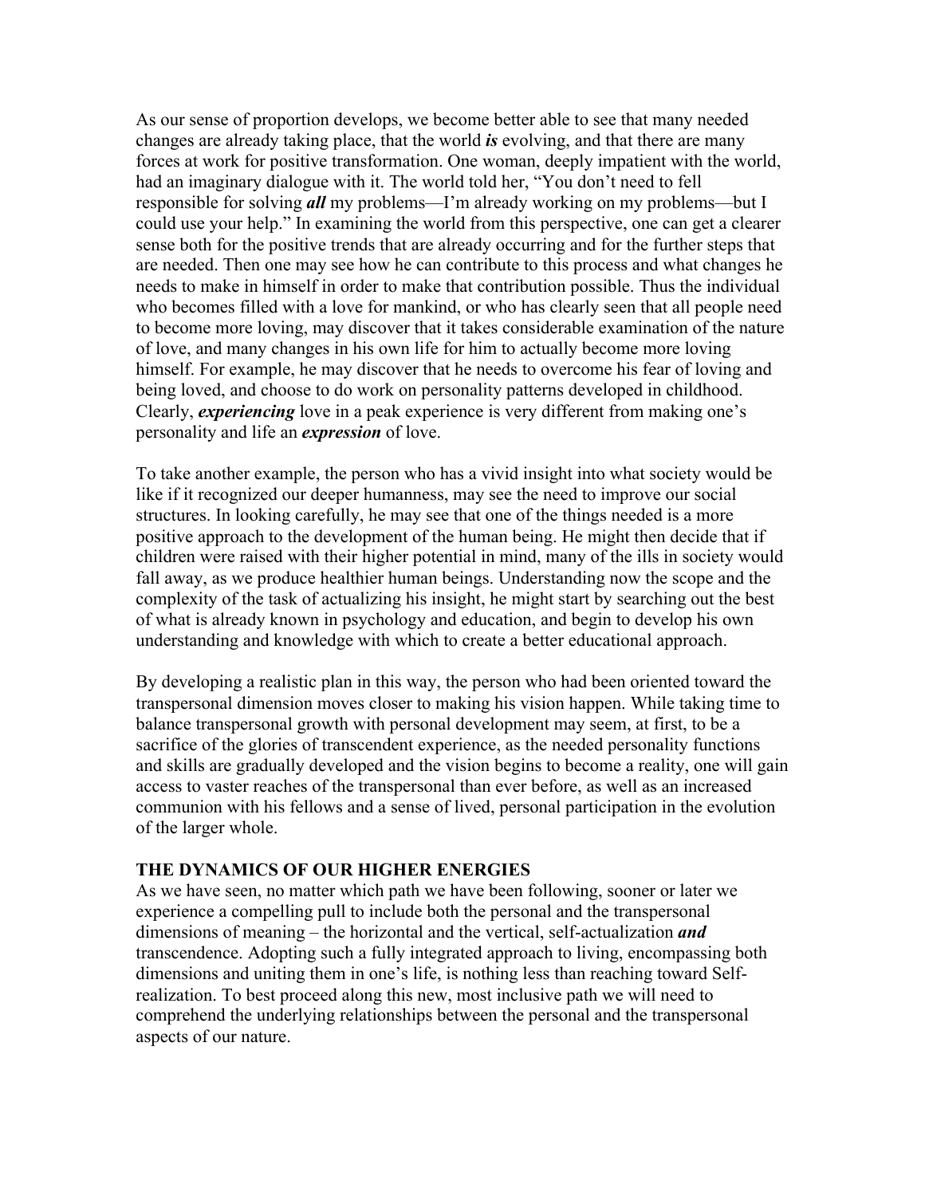As our sense of proportion develops, we become better able to see that many needed changes are already taking place, that the world ***is*** evolving, and that there are many forces at work for positive transformation. One woman, deeply impatient with the world, had an imaginary dialogue with it. The world told her, "You don't need to fell responsible for solving ***all*** my problems—I'm already working on my problems—but I could use your help." In examining the world from this perspective, one can get a clearer sense both for the positive trends that are already occurring and for the further steps that are needed. Then one may see how he can contribute to this process and what changes he needs to make in himself in order to make that contribution possible. Thus the individual who becomes filled with a love for mankind, or who has clearly seen that all people need to become more loving, may discover that it takes considerable examination of the nature of love, and many changes in his own life for him to actually become more loving himself. For example, he may discover that he needs to overcome his fear of loving and being loved, and choose to do work on personality patterns developed in childhood. Clearly, ***experiencing*** love in a peak experience is very different from making one's personality and life an ***expression*** of love.

To take another example, the person who has a vivid insight into what society would be like if it recognized our deeper humanness, may see the need to improve our social structures. In looking carefully, he may see that one of the things needed is a more positive approach to the development of the human being. He might then decide that if children were raised with their higher potential in mind, many of the ills in society would fall away, as we produce healthier human beings. Understanding now the scope and the complexity of the task of actualizing his insight, he might start by searching out the best of what is already known in psychology and education, and begin to develop his own understanding and knowledge with which to create a better educational approach.

By developing a realistic plan in this way, the person who had been oriented toward the transpersonal dimension moves closer to making his vision happen. While taking time to balance transpersonal growth with personal development may seem, at first, to be a sacrifice of the glories of transcendent experience, as the needed personality functions and skills are gradually developed and the vision begins to become a reality, one will gain access to vaster reaches of the transpersonal than ever before, as well as an increased communion with his fellows and a sense of lived, personal participation in the evolution of the larger whole.

## THE DYNAMICS OF OUR HIGHER ENERGIES

As we have seen, no matter which path we have been following, sooner or later we experience a compelling pull to include both the personal and the transpersonal dimensions of meaning – the horizontal and the vertical, self-actualization ***and*** transcendence. Adopting such a fully integrated approach to living, encompassing both dimensions and uniting them in one's life, is nothing less than reaching toward Self-realization. To best proceed along this new, most inclusive path we will need to comprehend the underlying relationships between the personal and the transpersonal aspects of our nature.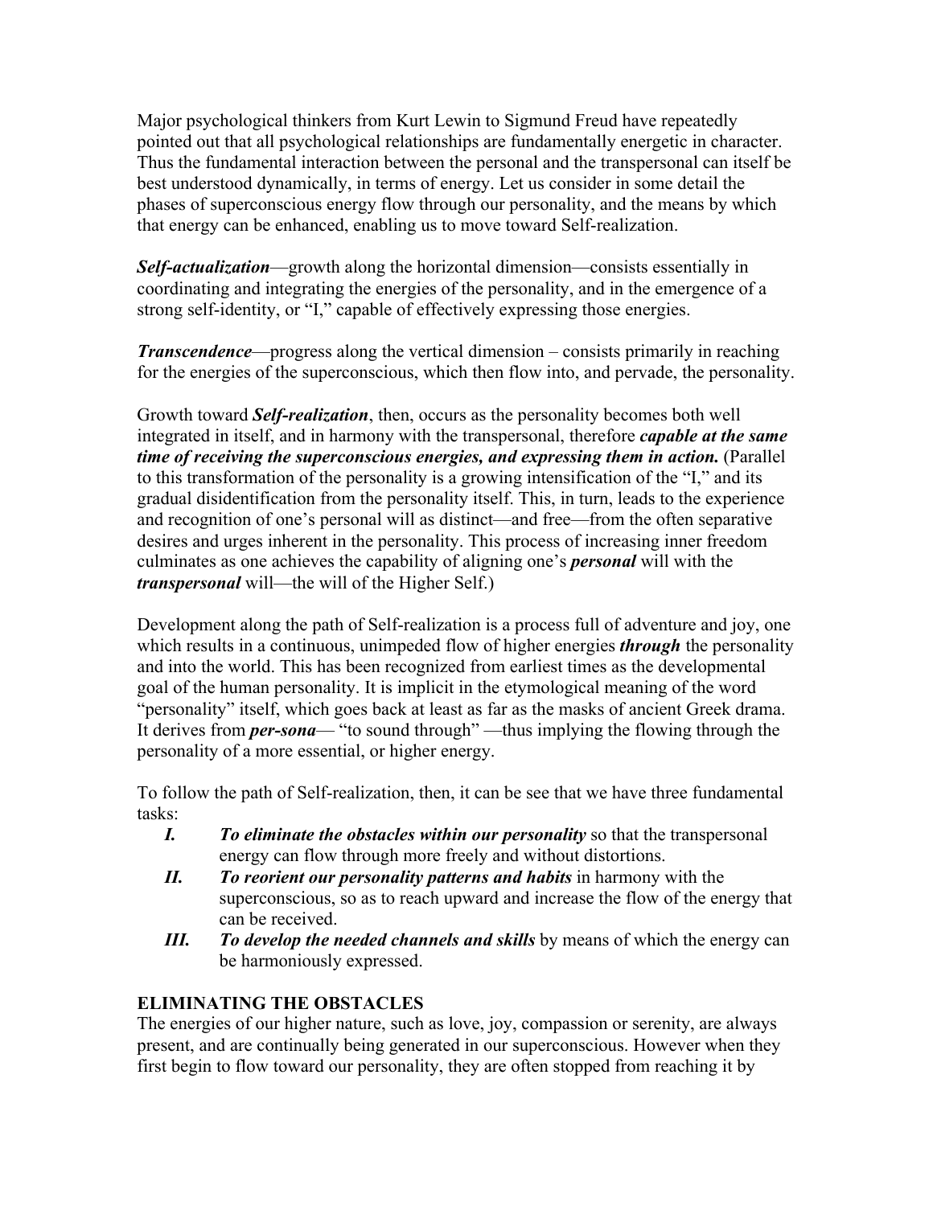Major psychological thinkers from Kurt Lewin to Sigmund Freud have repeatedly pointed out that all psychological relationships are fundamentally energetic in character. Thus the fundamental interaction between the personal and the transpersonal can itself be best understood dynamically, in terms of energy. Let us consider in some detail the phases of superconscious energy flow through our personality, and the means by which that energy can be enhanced, enabling us to move toward Self-realization.

***Self-actualization***—growth along the horizontal dimension—consists essentially in coordinating and integrating the energies of the personality, and in the emergence of a strong self-identity, or "I," capable of effectively expressing those energies.

***Transcendence***—progress along the vertical dimension – consists primarily in reaching for the energies of the superconscious, which then flow into, and pervade, the personality.

Growth toward ***Self-realization***, then, occurs as the personality becomes both well integrated in itself, and in harmony with the transpersonal, therefore ***capable at the same time of receiving the superconscious energies, and expressing them in action.*** (Parallel to this transformation of the personality is a growing intensification of the "I," and its gradual disidentification from the personality itself. This, in turn, leads to the experience and recognition of one's personal will as distinct—and free—from the often separative desires and urges inherent in the personality. This process of increasing inner freedom culminates as one achieves the capability of aligning one's ***personal*** will with the ***transpersonal*** will—the will of the Higher Self.)

Development along the path of Self-realization is a process full of adventure and joy, one which results in a continuous, unimpeded flow of higher energies ***through*** the personality and into the world. This has been recognized from earliest times as the developmental goal of the human personality. It is implicit in the etymological meaning of the word "personality" itself, which goes back at least as far as the masks of ancient Greek drama. It derives from ***per-sona***— "to sound through" —thus implying the flowing through the personality of a more essential, or higher energy.

To follow the path of Self-realization, then, it can be see that we have three fundamental tasks:

- ***I.*** ***To eliminate the obstacles within our personality*** so that the transpersonal energy can flow through more freely and without distortions.
- ***II.*** ***To reorient our personality patterns and habits*** in harmony with the superconscious, so as to reach upward and increase the flow of the energy that can be received.
- ***III.*** ***To develop the needed channels and skills*** by means of which the energy can be harmoniously expressed.

## ELIMINATING THE OBSTACLES

The energies of our higher nature, such as love, joy, compassion or serenity, are always present, and are continually being generated in our superconscious. However when they first begin to flow toward our personality, they are often stopped from reaching it by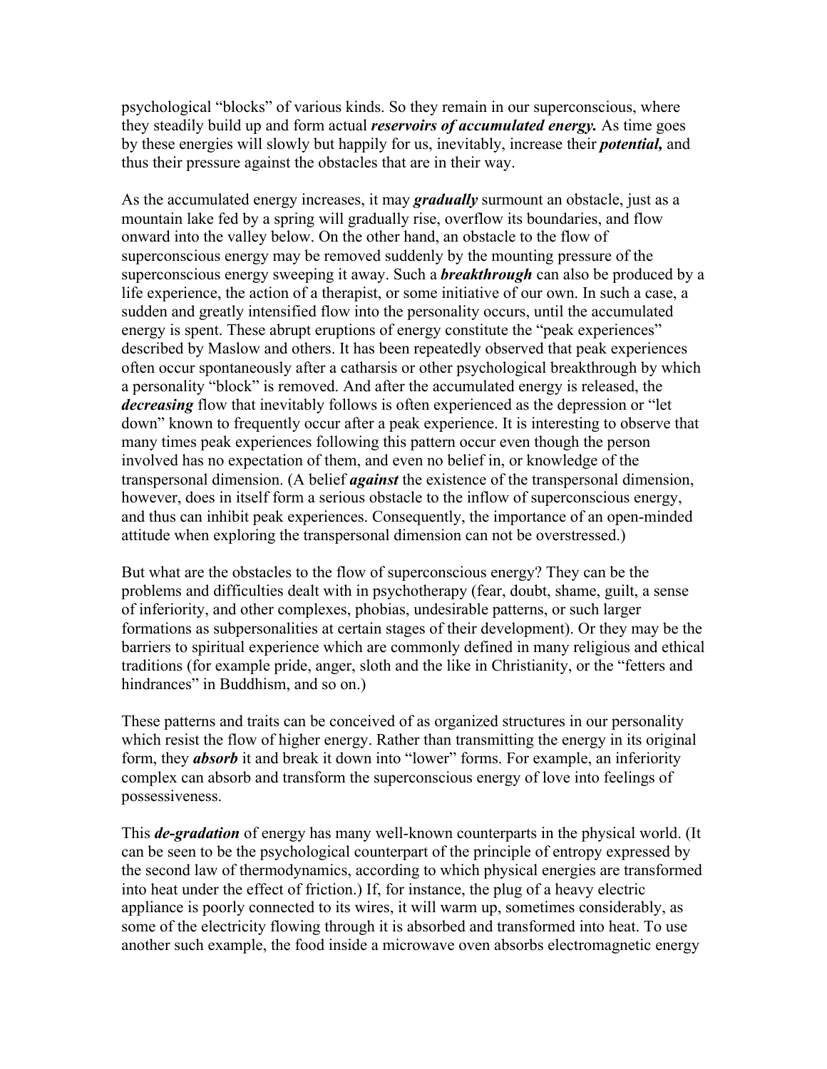psychological “blocks” of various kinds. So they remain in our superconscious, where they steadily build up and form actual ***reservoirs of accumulated energy.*** As time goes by these energies will slowly but happily for us, inevitably, increase their ***potential,*** and thus their pressure against the obstacles that are in their way.

As the accumulated energy increases, it may ***gradually*** surmount an obstacle, just as a mountain lake fed by a spring will gradually rise, overflow its boundaries, and flow onward into the valley below. On the other hand, an obstacle to the flow of superconscious energy may be removed suddenly by the mounting pressure of the superconscious energy sweeping it away. Such a ***breakthrough*** can also be produced by a life experience, the action of a therapist, or some initiative of our own. In such a case, a sudden and greatly intensified flow into the personality occurs, until the accumulated energy is spent. These abrupt eruptions of energy constitute the “peak experiences” described by Maslow and others. It has been repeatedly observed that peak experiences often occur spontaneously after a catharsis or other psychological breakthrough by which a personality “block” is removed. And after the accumulated energy is released, the ***decreasing*** flow that inevitably follows is often experienced as the depression or “let down” known to frequently occur after a peak experience. It is interesting to observe that many times peak experiences following this pattern occur even though the person involved has no expectation of them, and even no belief in, or knowledge of the transpersonal dimension. (A belief ***against*** the existence of the transpersonal dimension, however, does in itself form a serious obstacle to the inflow of superconscious energy, and thus can inhibit peak experiences. Consequently, the importance of an open-minded attitude when exploring the transpersonal dimension can not be overstressed.)

But what are the obstacles to the flow of superconscious energy? They can be the problems and difficulties dealt with in psychotherapy (fear, doubt, shame, guilt, a sense of inferiority, and other complexes, phobias, undesirable patterns, or such larger formations as subpersonalities at certain stages of their development). Or they may be the barriers to spiritual experience which are commonly defined in many religious and ethical traditions (for example pride, anger, sloth and the like in Christianity, or the “fetters and hindrances” in Buddhism, and so on.)

These patterns and traits can be conceived of as organized structures in our personality which resist the flow of higher energy. Rather than transmitting the energy in its original form, they ***absorb*** it and break it down into “lower” forms. For example, an inferiority complex can absorb and transform the superconscious energy of love into feelings of possessiveness.

This ***de-gradation*** of energy has many well-known counterparts in the physical world. (It can be seen to be the psychological counterpart of the principle of entropy expressed by the second law of thermodynamics, according to which physical energies are transformed into heat under the effect of friction.) If, for instance, the plug of a heavy electric appliance is poorly connected to its wires, it will warm up, sometimes considerably, as some of the electricity flowing through it is absorbed and transformed into heat. To use another such example, the food inside a microwave oven absorbs electromagnetic energy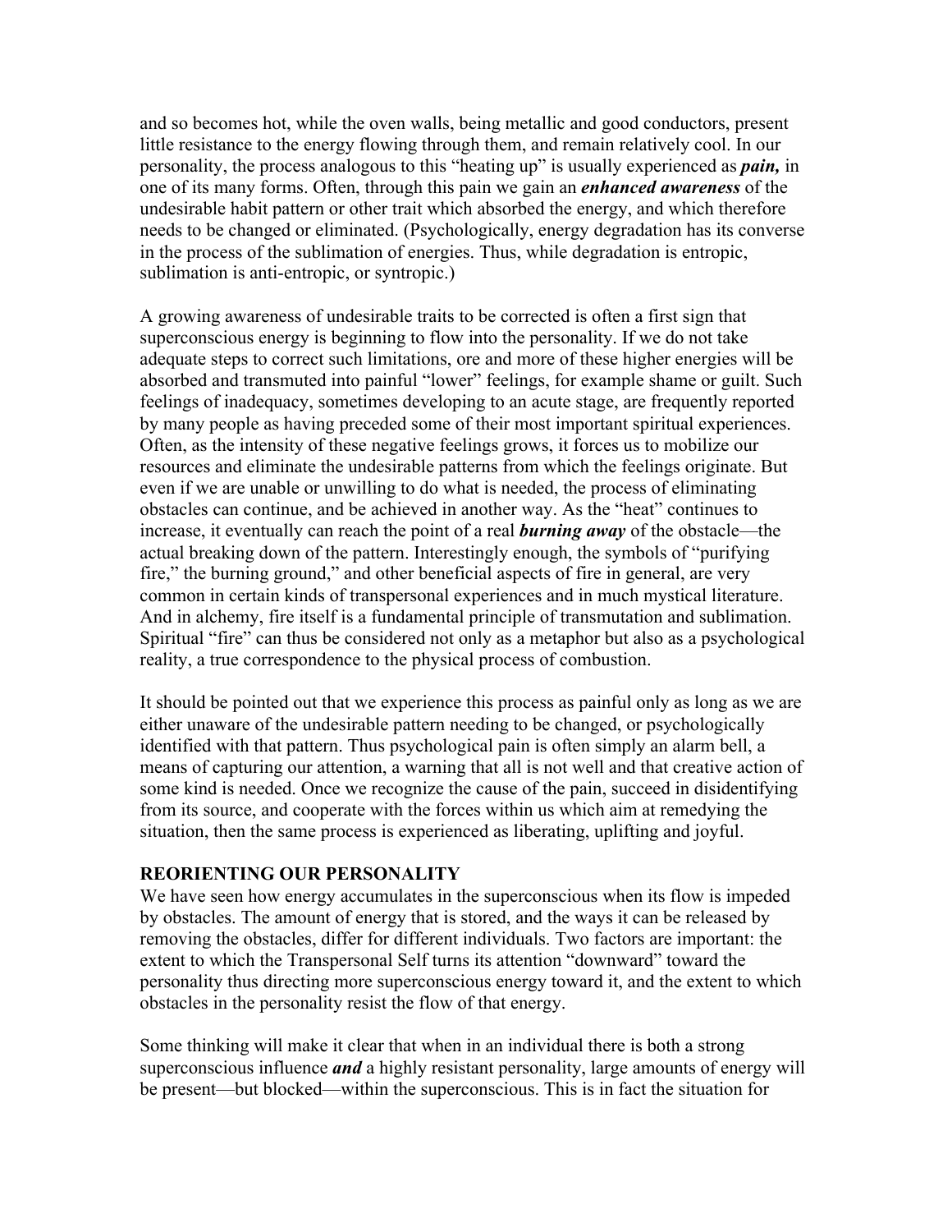and so becomes hot, while the oven walls, being metallic and good conductors, present little resistance to the energy flowing through them, and remain relatively cool. In our personality, the process analogous to this "heating up" is usually experienced as ***pain,*** in one of its many forms. Often, through this pain we gain an ***enhanced awareness*** of the undesirable habit pattern or other trait which absorbed the energy, and which therefore needs to be changed or eliminated. (Psychologically, energy degradation has its converse in the process of the sublimation of energies. Thus, while degradation is entropic, sublimation is anti-entropic, or syntropic.)

A growing awareness of undesirable traits to be corrected is often a first sign that superconscious energy is beginning to flow into the personality. If we do not take adequate steps to correct such limitations, ore and more of these higher energies will be absorbed and transmuted into painful "lower" feelings, for example shame or guilt. Such feelings of inadequacy, sometimes developing to an acute stage, are frequently reported by many people as having preceded some of their most important spiritual experiences. Often, as the intensity of these negative feelings grows, it forces us to mobilize our resources and eliminate the undesirable patterns from which the feelings originate. But even if we are unable or unwilling to do what is needed, the process of eliminating obstacles can continue, and be achieved in another way. As the "heat" continues to increase, it eventually can reach the point of a real ***burning away*** of the obstacle—the actual breaking down of the pattern. Interestingly enough, the symbols of "purifying fire," the burning ground," and other beneficial aspects of fire in general, are very common in certain kinds of transpersonal experiences and in much mystical literature. And in alchemy, fire itself is a fundamental principle of transmutation and sublimation. Spiritual "fire" can thus be considered not only as a metaphor but also as a psychological reality, a true correspondence to the physical process of combustion.

It should be pointed out that we experience this process as painful only as long as we are either unaware of the undesirable pattern needing to be changed, or psychologically identified with that pattern. Thus psychological pain is often simply an alarm bell, a means of capturing our attention, a warning that all is not well and that creative action of some kind is needed. Once we recognize the cause of the pain, succeed in disidentifying from its source, and cooperate with the forces within us which aim at remedying the situation, then the same process is experienced as liberating, uplifting and joyful.

**REORIENTING OUR PERSONALITY**

We have seen how energy accumulates in the superconscious when its flow is impeded by obstacles. The amount of energy that is stored, and the ways it can be released by removing the obstacles, differ for different individuals. Two factors are important: the extent to which the Transpersonal Self turns its attention "downward" toward the personality thus directing more superconscious energy toward it, and the extent to which obstacles in the personality resist the flow of that energy.

Some thinking will make it clear that when in an individual there is both a strong superconscious influence ***and*** a highly resistant personality, large amounts of energy will be present—but blocked—within the superconscious. This is in fact the situation for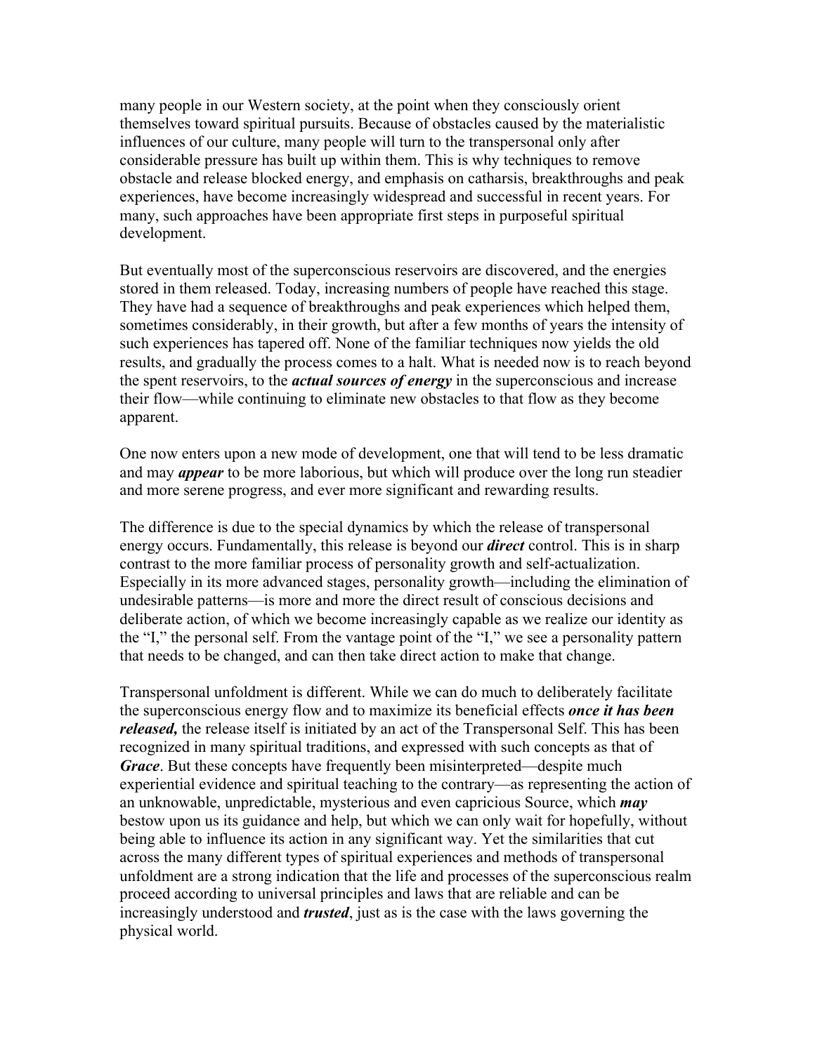many people in our Western society, at the point when they consciously orient themselves toward spiritual pursuits. Because of obstacles caused by the materialistic influences of our culture, many people will turn to the transpersonal only after considerable pressure has built up within them. This is why techniques to remove obstacle and release blocked energy, and emphasis on catharsis, breakthroughs and peak experiences, have become increasingly widespread and successful in recent years. For many, such approaches have been appropriate first steps in purposeful spiritual development.

But eventually most of the superconscious reservoirs are discovered, and the energies stored in them released. Today, increasing numbers of people have reached this stage. They have had a sequence of breakthroughs and peak experiences which helped them, sometimes considerably, in their growth, but after a few months of years the intensity of such experiences has tapered off. None of the familiar techniques now yields the old results, and gradually the process comes to a halt. What is needed now is to reach beyond the spent reservoirs, to the ***actual sources of energy*** in the superconscious and increase their flow—while continuing to eliminate new obstacles to that flow as they become apparent.

One now enters upon a new mode of development, one that will tend to be less dramatic and may ***appear*** to be more laborious, but which will produce over the long run steadier and more serene progress, and ever more significant and rewarding results.

The difference is due to the special dynamics by which the release of transpersonal energy occurs. Fundamentally, this release is beyond our ***direct*** control. This is in sharp contrast to the more familiar process of personality growth and self-actualization. Especially in its more advanced stages, personality growth—including the elimination of undesirable patterns—is more and more the direct result of conscious decisions and deliberate action, of which we become increasingly capable as we realize our identity as the "I," the personal self. From the vantage point of the "I," we see a personality pattern that needs to be changed, and can then take direct action to make that change.

Transpersonal unfoldment is different. While we can do much to deliberately facilitate the superconscious energy flow and to maximize its beneficial effects ***once it has been released,*** the release itself is initiated by an act of the Transpersonal Self. This has been recognized in many spiritual traditions, and expressed with such concepts as that of ***Grace***. But these concepts have frequently been misinterpreted—despite much experiential evidence and spiritual teaching to the contrary—as representing the action of an unknowable, unpredictable, mysterious and even capricious Source, which ***may*** bestow upon us its guidance and help, but which we can only wait for hopefully, without being able to influence its action in any significant way. Yet the similarities that cut across the many different types of spiritual experiences and methods of transpersonal unfoldment are a strong indication that the life and processes of the superconscious realm proceed according to universal principles and laws that are reliable and can be increasingly understood and ***trusted***, just as is the case with the laws governing the physical world.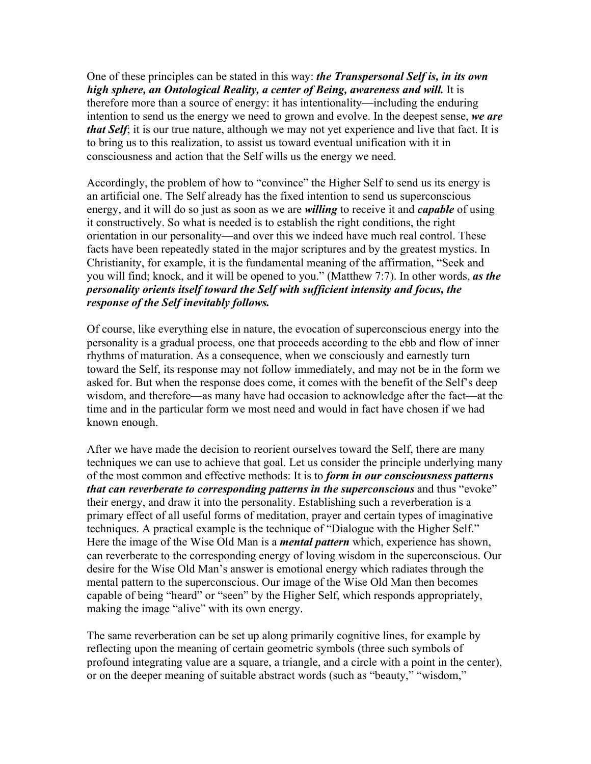One of these principles can be stated in this way: ***the Transpersonal Self is, in its own high sphere, an Ontological Reality, a center of Being, awareness and will.*** It is therefore more than a source of energy: it has intentionality—including the enduring intention to send us the energy we need to grown and evolve. In the deepest sense, ***we are that Self***; it is our true nature, although we may not yet experience and live that fact. It is to bring us to this realization, to assist us toward eventual unification with it in consciousness and action that the Self wills us the energy we need.

Accordingly, the problem of how to "convince" the Higher Self to send us its energy is an artificial one. The Self already has the fixed intention to send us superconscious energy, and it will do so just as soon as we are ***willing*** to receive it and ***capable*** of using it constructively. So what is needed is to establish the right conditions, the right orientation in our personality—and over this we indeed have much real control. These facts have been repeatedly stated in the major scriptures and by the greatest mystics. In Christianity, for example, it is the fundamental meaning of the affirmation, "Seek and you will find; knock, and it will be opened to you." (Matthew 7:7). In other words, ***as the personality orients itself toward the Self with sufficient intensity and focus, the response of the Self inevitably follows.***

Of course, like everything else in nature, the evocation of superconscious energy into the personality is a gradual process, one that proceeds according to the ebb and flow of inner rhythms of maturation. As a consequence, when we consciously and earnestly turn toward the Self, its response may not follow immediately, and may not be in the form we asked for. But when the response does come, it comes with the benefit of the Self's deep wisdom, and therefore—as many have had occasion to acknowledge after the fact—at the time and in the particular form we most need and would in fact have chosen if we had known enough.

After we have made the decision to reorient ourselves toward the Self, there are many techniques we can use to achieve that goal. Let us consider the principle underlying many of the most common and effective methods: It is to ***form in our consciousness patterns that can reverberate to corresponding patterns in the superconscious*** and thus "evoke" their energy, and draw it into the personality. Establishing such a reverberation is a primary effect of all useful forms of meditation, prayer and certain types of imaginative techniques. A practical example is the technique of "Dialogue with the Higher Self." Here the image of the Wise Old Man is a ***mental pattern*** which, experience has shown, can reverberate to the corresponding energy of loving wisdom in the superconscious. Our desire for the Wise Old Man's answer is emotional energy which radiates through the mental pattern to the superconscious. Our image of the Wise Old Man then becomes capable of being "heard" or "seen" by the Higher Self, which responds appropriately, making the image "alive" with its own energy.

The same reverberation can be set up along primarily cognitive lines, for example by reflecting upon the meaning of certain geometric symbols (three such symbols of profound integrating value are a square, a triangle, and a circle with a point in the center), or on the deeper meaning of suitable abstract words (such as "beauty," "wisdom,"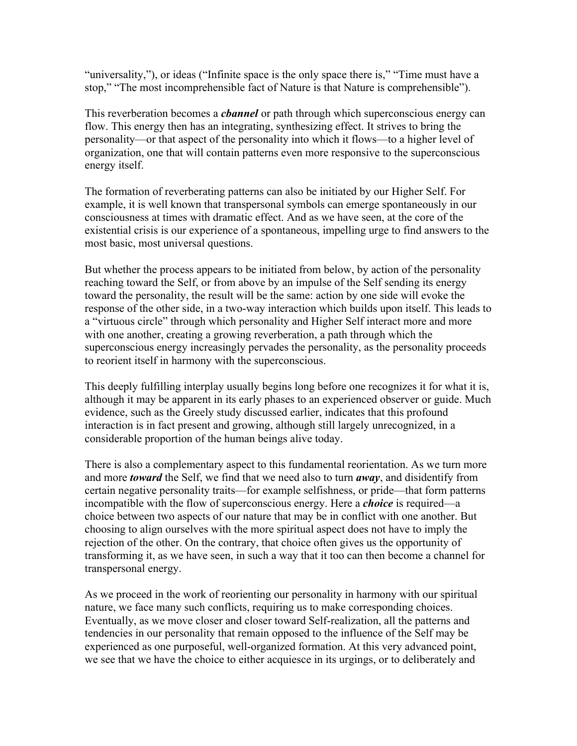"universality,"), or ideas ("Infinite space is the only space there is," "Time must have a stop," "The most incomprehensible fact of Nature is that Nature is comprehensible").

This reverberation becomes a ***cbannel*** or path through which superconscious energy can flow. This energy then has an integrating, synthesizing effect. It strives to bring the personality—or that aspect of the personality into which it flows—to a higher level of organization, one that will contain patterns even more responsive to the superconscious energy itself.

The formation of reverberating patterns can also be initiated by our Higher Self. For example, it is well known that transpersonal symbols can emerge spontaneously in our consciousness at times with dramatic effect. And as we have seen, at the core of the existential crisis is our experience of a spontaneous, impelling urge to find answers to the most basic, most universal questions.

But whether the process appears to be initiated from below, by action of the personality reaching toward the Self, or from above by an impulse of the Self sending its energy toward the personality, the result will be the same: action by one side will evoke the response of the other side, in a two-way interaction which builds upon itself. This leads to a "virtuous circle" through which personality and Higher Self interact more and more with one another, creating a growing reverberation, a path through which the superconscious energy increasingly pervades the personality, as the personality proceeds to reorient itself in harmony with the superconscious.

This deeply fulfilling interplay usually begins long before one recognizes it for what it is, although it may be apparent in its early phases to an experienced observer or guide. Much evidence, such as the Greely study discussed earlier, indicates that this profound interaction is in fact present and growing, although still largely unrecognized, in a considerable proportion of the human beings alive today.

There is also a complementary aspect to this fundamental reorientation. As we turn more and more ***toward*** the Self, we find that we need also to turn ***away***, and disidentify from certain negative personality traits—for example selfishness, or pride—that form patterns incompatible with the flow of superconscious energy. Here a ***choice*** is required—a choice between two aspects of our nature that may be in conflict with one another. But choosing to align ourselves with the more spiritual aspect does not have to imply the rejection of the other. On the contrary, that choice often gives us the opportunity of transforming it, as we have seen, in such a way that it too can then become a channel for transpersonal energy.

As we proceed in the work of reorienting our personality in harmony with our spiritual nature, we face many such conflicts, requiring us to make corresponding choices. Eventually, as we move closer and closer toward Self-realization, all the patterns and tendencies in our personality that remain opposed to the influence of the Self may be experienced as one purposeful, well-organized formation. At this very advanced point, we see that we have the choice to either acquiesce in its urgings, or to deliberately and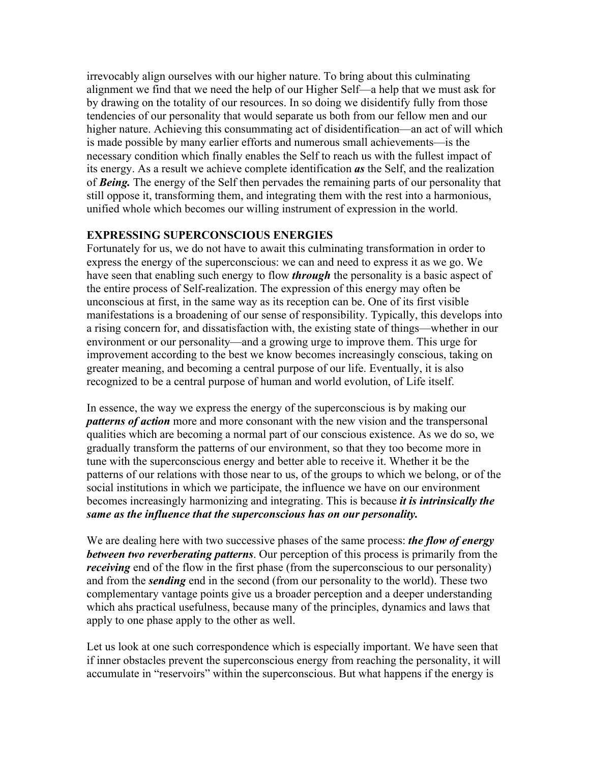irrevocably align ourselves with our higher nature. To bring about this culminating alignment we find that we need the help of our Higher Self—a help that we must ask for by drawing on the totality of our resources. In so doing we disidentify fully from those tendencies of our personality that would separate us both from our fellow men and our higher nature. Achieving this consummating act of disidentification—an act of will which is made possible by many earlier efforts and numerous small achievements—is the necessary condition which finally enables the Self to reach us with the fullest impact of its energy. As a result we achieve complete identification ***as*** the Self, and the realization of ***Being.*** The energy of the Self then pervades the remaining parts of our personality that still oppose it, transforming them, and integrating them with the rest into a harmonious, unified whole which becomes our willing instrument of expression in the world.

**EXPRESSING SUPERCONSCIOUS ENERGIES**

Fortunately for us, we do not have to await this culminating transformation in order to express the energy of the superconscious: we can and need to express it as we go. We have seen that enabling such energy to flow ***through*** the personality is a basic aspect of the entire process of Self-realization. The expression of this energy may often be unconscious at first, in the same way as its reception can be. One of its first visible manifestations is a broadening of our sense of responsibility. Typically, this develops into a rising concern for, and dissatisfaction with, the existing state of things—whether in our environment or our personality—and a growing urge to improve them. This urge for improvement according to the best we know becomes increasingly conscious, taking on greater meaning, and becoming a central purpose of our life. Eventually, it is also recognized to be a central purpose of human and world evolution, of Life itself.

In essence, the way we express the energy of the superconscious is by making our ***patterns of action*** more and more consonant with the new vision and the transpersonal qualities which are becoming a normal part of our conscious existence. As we do so, we gradually transform the patterns of our environment, so that they too become more in tune with the superconscious energy and better able to receive it. Whether it be the patterns of our relations with those near to us, of the groups to which we belong, or of the social institutions in which we participate, the influence we have on our environment becomes increasingly harmonizing and integrating. This is because ***it is intrinsically the same as the influence that the superconscious has on our personality.***

We are dealing here with two successive phases of the same process: ***the flow of energy between two reverberating patterns***. Our perception of this process is primarily from the ***receiving*** end of the flow in the first phase (from the superconscious to our personality) and from the ***sending*** end in the second (from our personality to the world). These two complementary vantage points give us a broader perception and a deeper understanding which ahs practical usefulness, because many of the principles, dynamics and laws that apply to one phase apply to the other as well.

Let us look at one such correspondence which is especially important. We have seen that if inner obstacles prevent the superconscious energy from reaching the personality, it will accumulate in "reservoirs" within the superconscious. But what happens if the energy is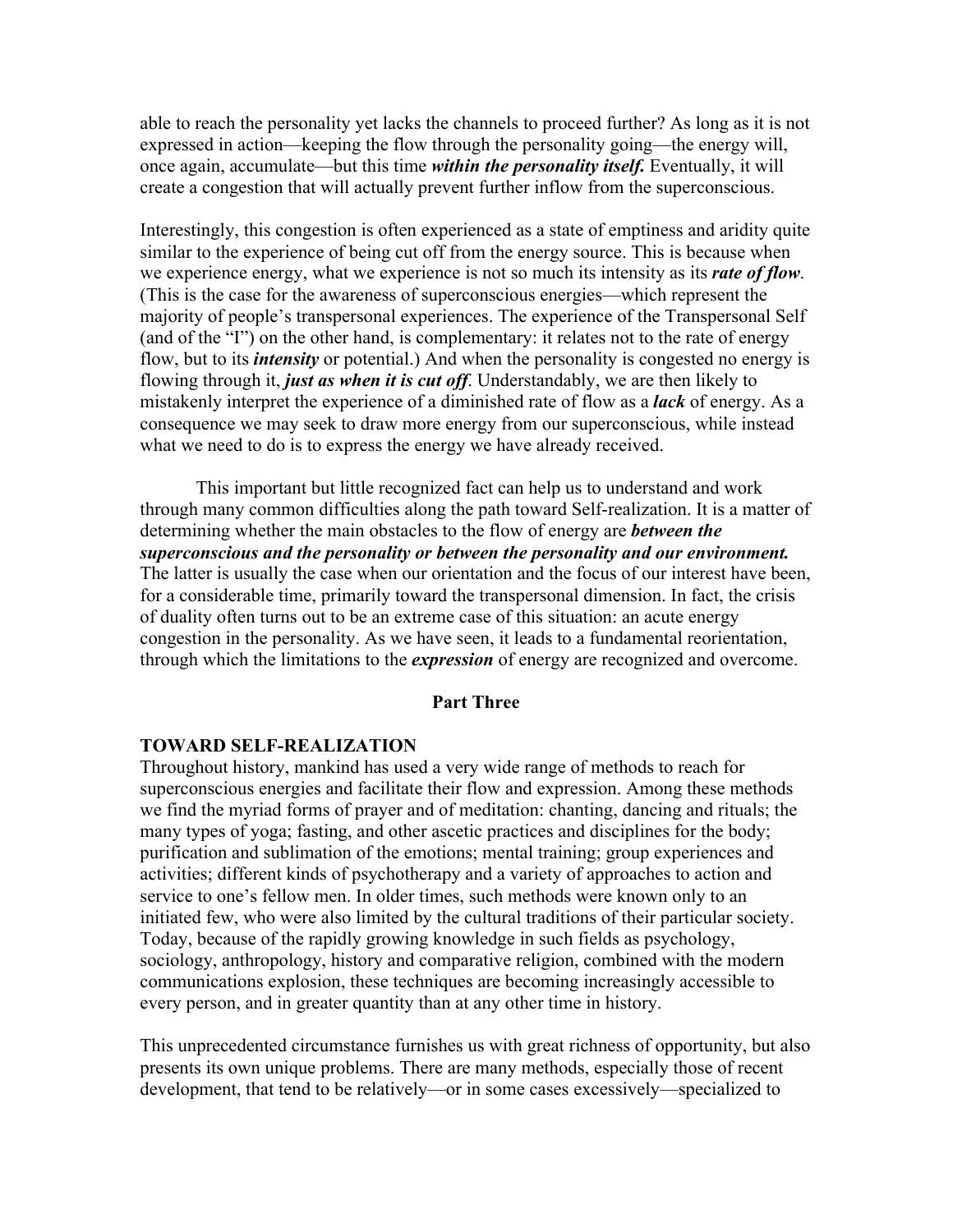able to reach the personality yet lacks the channels to proceed further? As long as it is not expressed in action—keeping the flow through the personality going—the energy will, once again, accumulate—but this time ***within the personality itself.*** Eventually, it will create a congestion that will actually prevent further inflow from the superconscious.

Interestingly, this congestion is often experienced as a state of emptiness and aridity quite similar to the experience of being cut off from the energy source. This is because when we experience energy, what we experience is not so much its intensity as its ***rate of flow***. (This is the case for the awareness of superconscious energies—which represent the majority of people's transpersonal experiences. The experience of the Transpersonal Self (and of the "I") on the other hand, is complementary: it relates not to the rate of energy flow, but to its ***intensity*** or potential.) And when the personality is congested no energy is flowing through it, ***just as when it is cut off***. Understandably, we are then likely to mistakenly interpret the experience of a diminished rate of flow as a ***lack*** of energy. As a consequence we may seek to draw more energy from our superconscious, while instead what we need to do is to express the energy we have already received.

This important but little recognized fact can help us to understand and work through many common difficulties along the path toward Self-realization. It is a matter of determining whether the main obstacles to the flow of energy are ***between the superconscious and the personality or between the personality and our environment.*** The latter is usually the case when our orientation and the focus of our interest have been, for a considerable time, primarily toward the transpersonal dimension. In fact, the crisis of duality often turns out to be an extreme case of this situation: an acute energy congestion in the personality. As we have seen, it leads to a fundamental reorientation, through which the limitations to the ***expression*** of energy are recognized and overcome.

## Part Three

### TOWARD SELF-REALIZATION

Throughout history, mankind has used a very wide range of methods to reach for superconscious energies and facilitate their flow and expression. Among these methods we find the myriad forms of prayer and of meditation: chanting, dancing and rituals; the many types of yoga; fasting, and other ascetic practices and disciplines for the body; purification and sublimation of the emotions; mental training; group experiences and activities; different kinds of psychotherapy and a variety of approaches to action and service to one's fellow men. In older times, such methods were known only to an initiated few, who were also limited by the cultural traditions of their particular society. Today, because of the rapidly growing knowledge in such fields as psychology, sociology, anthropology, history and comparative religion, combined with the modern communications explosion, these techniques are becoming increasingly accessible to every person, and in greater quantity than at any other time in history.

This unprecedented circumstance furnishes us with great richness of opportunity, but also presents its own unique problems. There are many methods, especially those of recent development, that tend to be relatively—or in some cases excessively—specialized to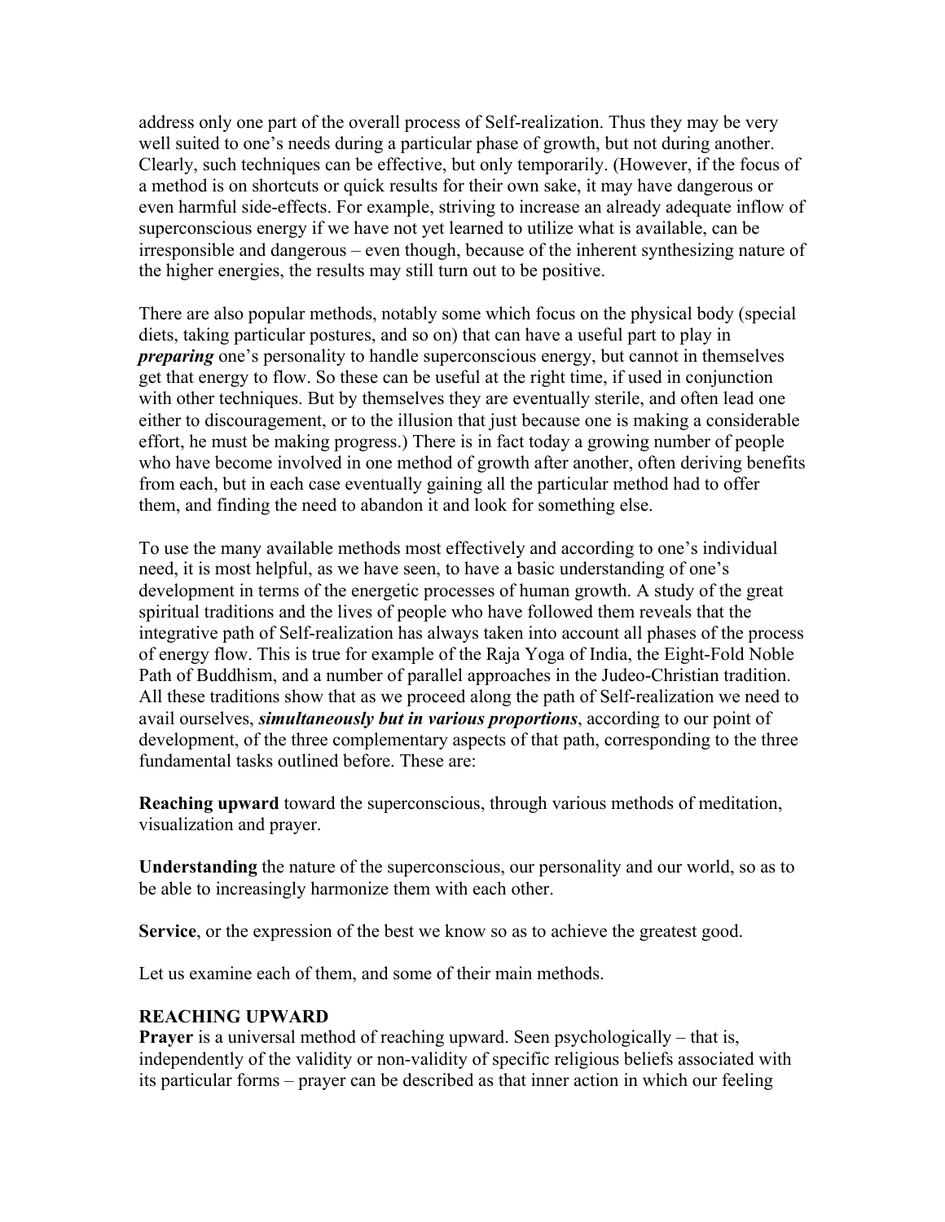address only one part of the overall process of Self-realization. Thus they may be very well suited to one's needs during a particular phase of growth, but not during another. Clearly, such techniques can be effective, but only temporarily. (However, if the focus of a method is on shortcuts or quick results for their own sake, it may have dangerous or even harmful side-effects. For example, striving to increase an already adequate inflow of superconscious energy if we have not yet learned to utilize what is available, can be irresponsible and dangerous – even though, because of the inherent synthesizing nature of the higher energies, the results may still turn out to be positive.

There are also popular methods, notably some which focus on the physical body (special diets, taking particular postures, and so on) that can have a useful part to play in ***preparing*** one's personality to handle superconscious energy, but cannot in themselves get that energy to flow. So these can be useful at the right time, if used in conjunction with other techniques. But by themselves they are eventually sterile, and often lead one either to discouragement, or to the illusion that just because one is making a considerable effort, he must be making progress.) There is in fact today a growing number of people who have become involved in one method of growth after another, often deriving benefits from each, but in each case eventually gaining all the particular method had to offer them, and finding the need to abandon it and look for something else.

To use the many available methods most effectively and according to one's individual need, it is most helpful, as we have seen, to have a basic understanding of one's development in terms of the energetic processes of human growth. A study of the great spiritual traditions and the lives of people who have followed them reveals that the integrative path of Self-realization has always taken into account all phases of the process of energy flow. This is true for example of the Raja Yoga of India, the Eight-Fold Noble Path of Buddhism, and a number of parallel approaches in the Judeo-Christian tradition. All these traditions show that as we proceed along the path of Self-realization we need to avail ourselves, ***simultaneously but in various proportions***, according to our point of development, of the three complementary aspects of that path, corresponding to the three fundamental tasks outlined before. These are:

**Reaching upward** toward the superconscious, through various methods of meditation, visualization and prayer.

**Understanding** the nature of the superconscious, our personality and our world, so as to be able to increasingly harmonize them with each other.

**Service**, or the expression of the best we know so as to achieve the greatest good.

Let us examine each of them, and some of their main methods.

## REACHING UPWARD

**Prayer** is a universal method of reaching upward. Seen psychologically – that is, independently of the validity or non-validity of specific religious beliefs associated with its particular forms – prayer can be described as that inner action in which our feeling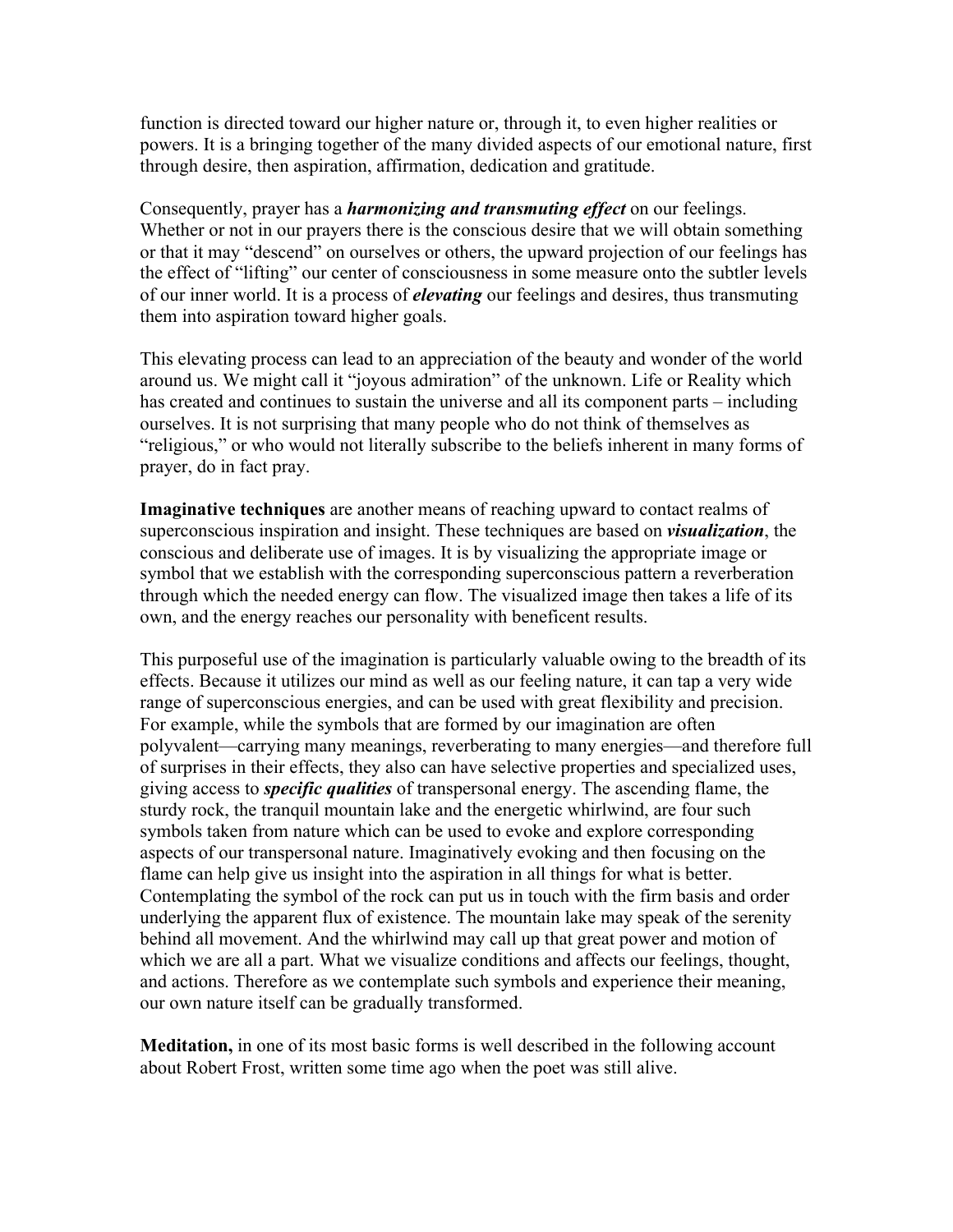function is directed toward our higher nature or, through it, to even higher realities or powers. It is a bringing together of the many divided aspects of our emotional nature, first through desire, then aspiration, affirmation, dedication and gratitude.

Consequently, prayer has a ***harmonizing and transmuting effect*** on our feelings. Whether or not in our prayers there is the conscious desire that we will obtain something or that it may "descend" on ourselves or others, the upward projection of our feelings has the effect of "lifting" our center of consciousness in some measure onto the subtler levels of our inner world. It is a process of ***elevating*** our feelings and desires, thus transmuting them into aspiration toward higher goals.

This elevating process can lead to an appreciation of the beauty and wonder of the world around us. We might call it "joyous admiration" of the unknown. Life or Reality which has created and continues to sustain the universe and all its component parts – including ourselves. It is not surprising that many people who do not think of themselves as "religious," or who would not literally subscribe to the beliefs inherent in many forms of prayer, do in fact pray.

**Imaginative techniques** are another means of reaching upward to contact realms of superconscious inspiration and insight. These techniques are based on ***visualization***, the conscious and deliberate use of images. It is by visualizing the appropriate image or symbol that we establish with the corresponding superconscious pattern a reverberation through which the needed energy can flow. The visualized image then takes a life of its own, and the energy reaches our personality with beneficent results.

This purposeful use of the imagination is particularly valuable owing to the breadth of its effects. Because it utilizes our mind as well as our feeling nature, it can tap a very wide range of superconscious energies, and can be used with great flexibility and precision. For example, while the symbols that are formed by our imagination are often polyvalent—carrying many meanings, reverberating to many energies—and therefore full of surprises in their effects, they also can have selective properties and specialized uses, giving access to ***specific qualities*** of transpersonal energy. The ascending flame, the sturdy rock, the tranquil mountain lake and the energetic whirlwind, are four such symbols taken from nature which can be used to evoke and explore corresponding aspects of our transpersonal nature. Imaginatively evoking and then focusing on the flame can help give us insight into the aspiration in all things for what is better. Contemplating the symbol of the rock can put us in touch with the firm basis and order underlying the apparent flux of existence. The mountain lake may speak of the serenity behind all movement. And the whirlwind may call up that great power and motion of which we are all a part. What we visualize conditions and affects our feelings, thought, and actions. Therefore as we contemplate such symbols and experience their meaning, our own nature itself can be gradually transformed.

**Meditation,** in one of its most basic forms is well described in the following account about Robert Frost, written some time ago when the poet was still alive.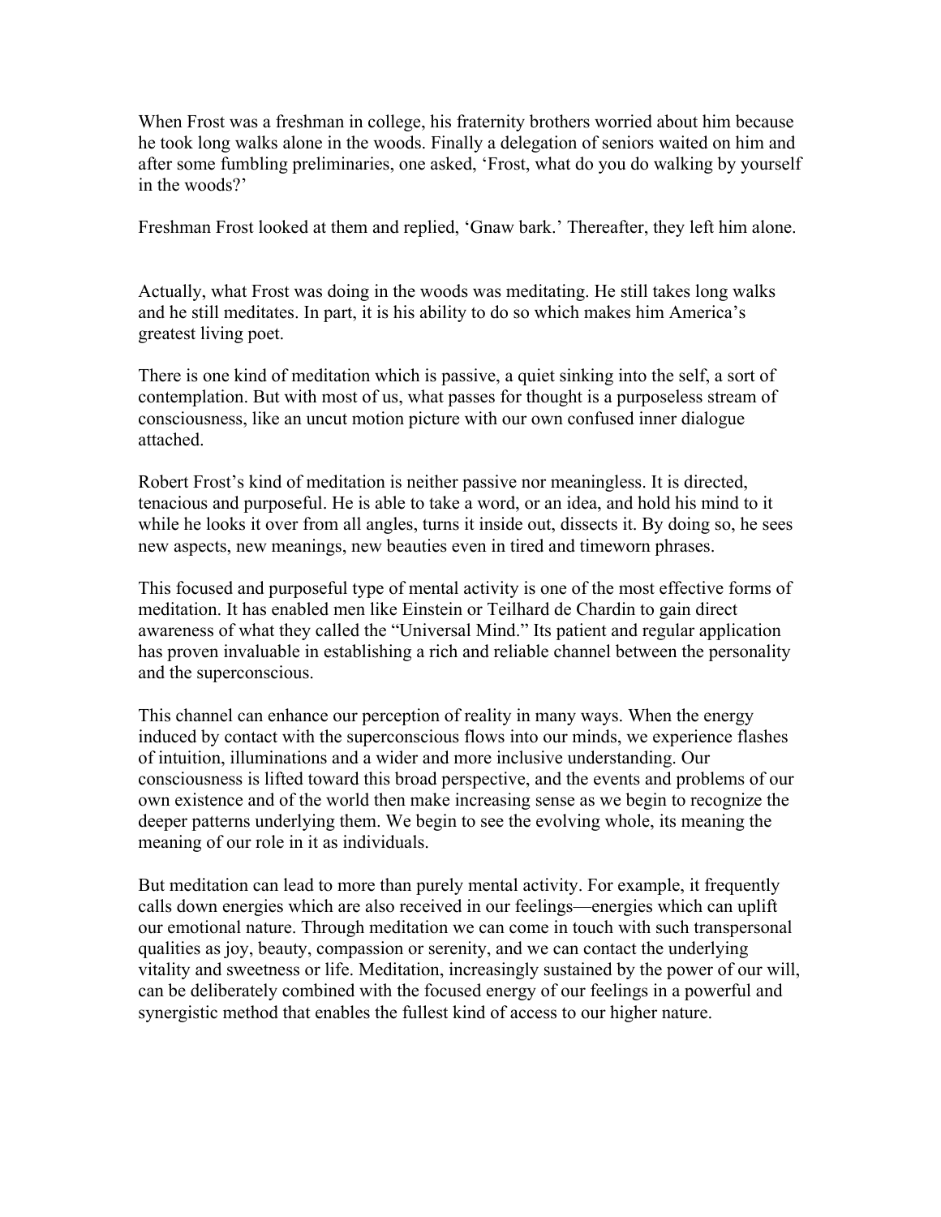When Frost was a freshman in college, his fraternity brothers worried about him because he took long walks alone in the woods. Finally a delegation of seniors waited on him and after some fumbling preliminaries, one asked, 'Frost, what do you do walking by yourself in the woods?'

Freshman Frost looked at them and replied, 'Gnaw bark.' Thereafter, they left him alone.

Actually, what Frost was doing in the woods was meditating. He still takes long walks and he still meditates. In part, it is his ability to do so which makes him America's greatest living poet.

There is one kind of meditation which is passive, a quiet sinking into the self, a sort of contemplation. But with most of us, what passes for thought is a purposeless stream of consciousness, like an uncut motion picture with our own confused inner dialogue attached.

Robert Frost's kind of meditation is neither passive nor meaningless. It is directed, tenacious and purposeful. He is able to take a word, or an idea, and hold his mind to it while he looks it over from all angles, turns it inside out, dissects it. By doing so, he sees new aspects, new meanings, new beauties even in tired and timeworn phrases.

This focused and purposeful type of mental activity is one of the most effective forms of meditation. It has enabled men like Einstein or Teilhard de Chardin to gain direct awareness of what they called the "Universal Mind." Its patient and regular application has proven invaluable in establishing a rich and reliable channel between the personality and the superconscious.

This channel can enhance our perception of reality in many ways. When the energy induced by contact with the superconscious flows into our minds, we experience flashes of intuition, illuminations and a wider and more inclusive understanding. Our consciousness is lifted toward this broad perspective, and the events and problems of our own existence and of the world then make increasing sense as we begin to recognize the deeper patterns underlying them. We begin to see the evolving whole, its meaning the meaning of our role in it as individuals.

But meditation can lead to more than purely mental activity. For example, it frequently calls down energies which are also received in our feelings—energies which can uplift our emotional nature. Through meditation we can come in touch with such transpersonal qualities as joy, beauty, compassion or serenity, and we can contact the underlying vitality and sweetness or life. Meditation, increasingly sustained by the power of our will, can be deliberately combined with the focused energy of our feelings in a powerful and synergistic method that enables the fullest kind of access to our higher nature.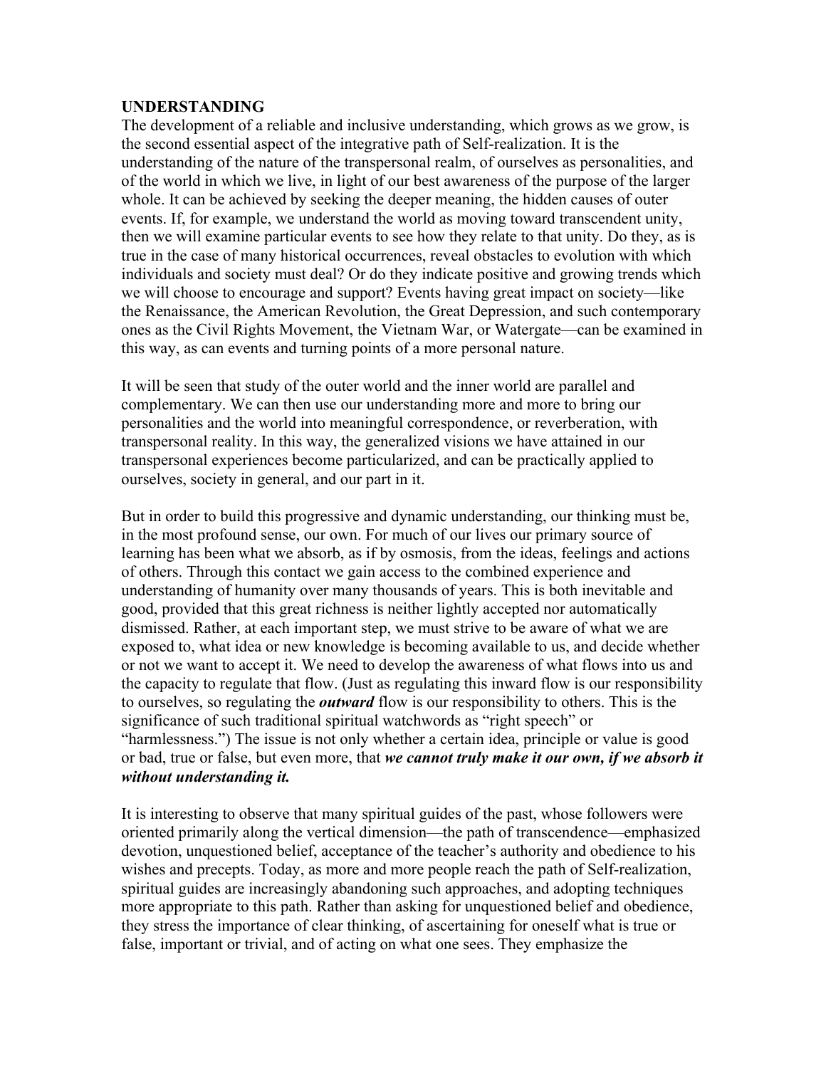**UNDERSTANDING**

The development of a reliable and inclusive understanding, which grows as we grow, is the second essential aspect of the integrative path of Self-realization. It is the understanding of the nature of the transpersonal realm, of ourselves as personalities, and of the world in which we live, in light of our best awareness of the purpose of the larger whole. It can be achieved by seeking the deeper meaning, the hidden causes of outer events. If, for example, we understand the world as moving toward transcendent unity, then we will examine particular events to see how they relate to that unity. Do they, as is true in the case of many historical occurrences, reveal obstacles to evolution with which individuals and society must deal? Or do they indicate positive and growing trends which we will choose to encourage and support? Events having great impact on society—like the Renaissance, the American Revolution, the Great Depression, and such contemporary ones as the Civil Rights Movement, the Vietnam War, or Watergate—can be examined in this way, as can events and turning points of a more personal nature.

It will be seen that study of the outer world and the inner world are parallel and complementary. We can then use our understanding more and more to bring our personalities and the world into meaningful correspondence, or reverberation, with transpersonal reality. In this way, the generalized visions we have attained in our transpersonal experiences become particularized, and can be practically applied to ourselves, society in general, and our part in it.

But in order to build this progressive and dynamic understanding, our thinking must be, in the most profound sense, our own. For much of our lives our primary source of learning has been what we absorb, as if by osmosis, from the ideas, feelings and actions of others. Through this contact we gain access to the combined experience and understanding of humanity over many thousands of years. This is both inevitable and good, provided that this great richness is neither lightly accepted nor automatically dismissed. Rather, at each important step, we must strive to be aware of what we are exposed to, what idea or new knowledge is becoming available to us, and decide whether or not we want to accept it. We need to develop the awareness of what flows into us and the capacity to regulate that flow. (Just as regulating this inward flow is our responsibility to ourselves, so regulating the ***outward*** flow is our responsibility to others. This is the significance of such traditional spiritual watchwords as "right speech" or "harmlessness.") The issue is not only whether a certain idea, principle or value is good or bad, true or false, but even more, that ***we cannot truly make it our own, if we absorb it without understanding it.***

It is interesting to observe that many spiritual guides of the past, whose followers were oriented primarily along the vertical dimension—the path of transcendence—emphasized devotion, unquestioned belief, acceptance of the teacher's authority and obedience to his wishes and precepts. Today, as more and more people reach the path of Self-realization, spiritual guides are increasingly abandoning such approaches, and adopting techniques more appropriate to this path. Rather than asking for unquestioned belief and obedience, they stress the importance of clear thinking, of ascertaining for oneself what is true or false, important or trivial, and of acting on what one sees. They emphasize the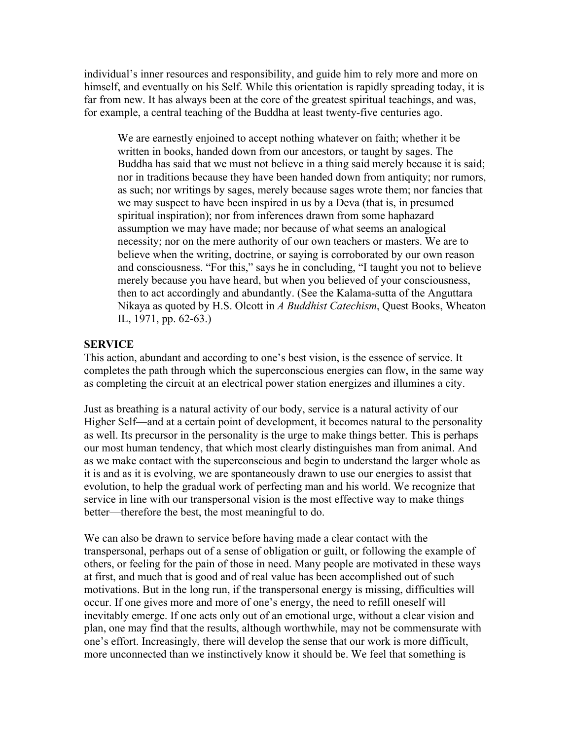individual's inner resources and responsibility, and guide him to rely more and more on himself, and eventually on his Self. While this orientation is rapidly spreading today, it is far from new. It has always been at the core of the greatest spiritual teachings, and was, for example, a central teaching of the Buddha at least twenty-five centuries ago.

> We are earnestly enjoined to accept nothing whatever on faith; whether it be written in books, handed down from our ancestors, or taught by sages. The Buddha has said that we must not believe in a thing said merely because it is said; nor in traditions because they have been handed down from antiquity; nor rumors, as such; nor writings by sages, merely because sages wrote them; nor fancies that we may suspect to have been inspired in us by a Deva (that is, in presumed spiritual inspiration); nor from inferences drawn from some haphazard assumption we may have made; nor because of what seems an analogical necessity; nor on the mere authority of our own teachers or masters. We are to believe when the writing, doctrine, or saying is corroborated by our own reason and consciousness. "For this," says he in concluding, "I taught you not to believe merely because you have heard, but when you believed of your consciousness, then to act accordingly and abundantly. (See the Kalama-sutta of the Anguttara Nikaya as quoted by H.S. Olcott in *A Buddhist Catechism*, Quest Books, Wheaton IL, 1971, pp. 62-63.)

**SERVICE**

This action, abundant and according to one's best vision, is the essence of service. It completes the path through which the superconscious energies can flow, in the same way as completing the circuit at an electrical power station energizes and illumines a city.

Just as breathing is a natural activity of our body, service is a natural activity of our Higher Self—and at a certain point of development, it becomes natural to the personality as well. Its precursor in the personality is the urge to make things better. This is perhaps our most human tendency, that which most clearly distinguishes man from animal. And as we make contact with the superconscious and begin to understand the larger whole as it is and as it is evolving, we are spontaneously drawn to use our energies to assist that evolution, to help the gradual work of perfecting man and his world. We recognize that service in line with our transpersonal vision is the most effective way to make things better—therefore the best, the most meaningful to do.

We can also be drawn to service before having made a clear contact with the transpersonal, perhaps out of a sense of obligation or guilt, or following the example of others, or feeling for the pain of those in need. Many people are motivated in these ways at first, and much that is good and of real value has been accomplished out of such motivations. But in the long run, if the transpersonal energy is missing, difficulties will occur. If one gives more and more of one's energy, the need to refill oneself will inevitably emerge. If one acts only out of an emotional urge, without a clear vision and plan, one may find that the results, although worthwhile, may not be commensurate with one's effort. Increasingly, there will develop the sense that our work is more difficult, more unconnected than we instinctively know it should be. We feel that something is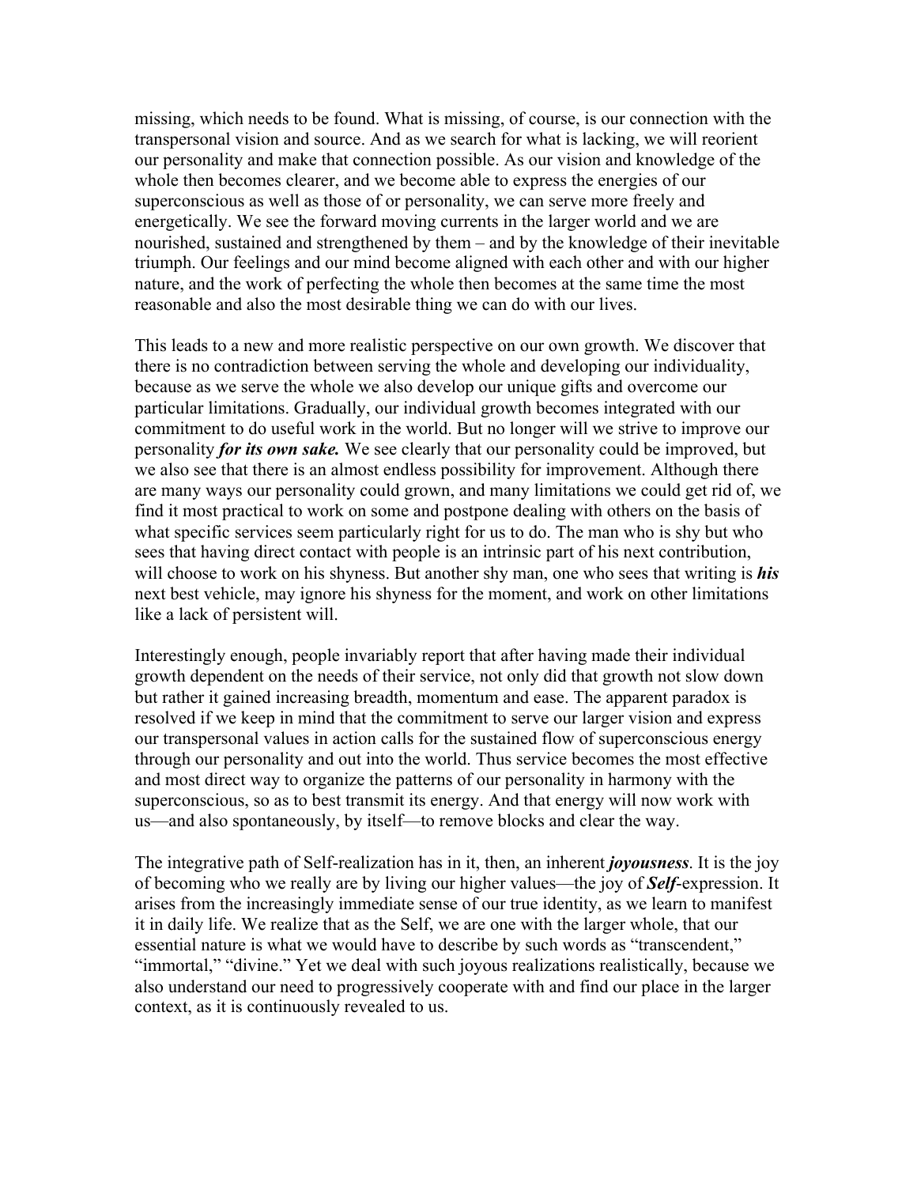missing, which needs to be found. What is missing, of course, is our connection with the transpersonal vision and source. And as we search for what is lacking, we will reorient our personality and make that connection possible. As our vision and knowledge of the whole then becomes clearer, and we become able to express the energies of our superconscious as well as those of or personality, we can serve more freely and energetically. We see the forward moving currents in the larger world and we are nourished, sustained and strengthened by them – and by the knowledge of their inevitable triumph. Our feelings and our mind become aligned with each other and with our higher nature, and the work of perfecting the whole then becomes at the same time the most reasonable and also the most desirable thing we can do with our lives.

This leads to a new and more realistic perspective on our own growth. We discover that there is no contradiction between serving the whole and developing our individuality, because as we serve the whole we also develop our unique gifts and overcome our particular limitations. Gradually, our individual growth becomes integrated with our commitment to do useful work in the world. But no longer will we strive to improve our personality ***for its own sake.*** We see clearly that our personality could be improved, but we also see that there is an almost endless possibility for improvement. Although there are many ways our personality could grown, and many limitations we could get rid of, we find it most practical to work on some and postpone dealing with others on the basis of what specific services seem particularly right for us to do. The man who is shy but who sees that having direct contact with people is an intrinsic part of his next contribution, will choose to work on his shyness. But another shy man, one who sees that writing is ***his*** next best vehicle, may ignore his shyness for the moment, and work on other limitations like a lack of persistent will.

Interestingly enough, people invariably report that after having made their individual growth dependent on the needs of their service, not only did that growth not slow down but rather it gained increasing breadth, momentum and ease. The apparent paradox is resolved if we keep in mind that the commitment to serve our larger vision and express our transpersonal values in action calls for the sustained flow of superconscious energy through our personality and out into the world. Thus service becomes the most effective and most direct way to organize the patterns of our personality in harmony with the superconscious, so as to best transmit its energy. And that energy will now work with us—and also spontaneously, by itself—to remove blocks and clear the way.

The integrative path of Self-realization has in it, then, an inherent ***joyousness***. It is the joy of becoming who we really are by living our higher values—the joy of ***Self***-expression. It arises from the increasingly immediate sense of our true identity, as we learn to manifest it in daily life. We realize that as the Self, we are one with the larger whole, that our essential nature is what we would have to describe by such words as "transcendent," "immortal," "divine." Yet we deal with such joyous realizations realistically, because we also understand our need to progressively cooperate with and find our place in the larger context, as it is continuously revealed to us.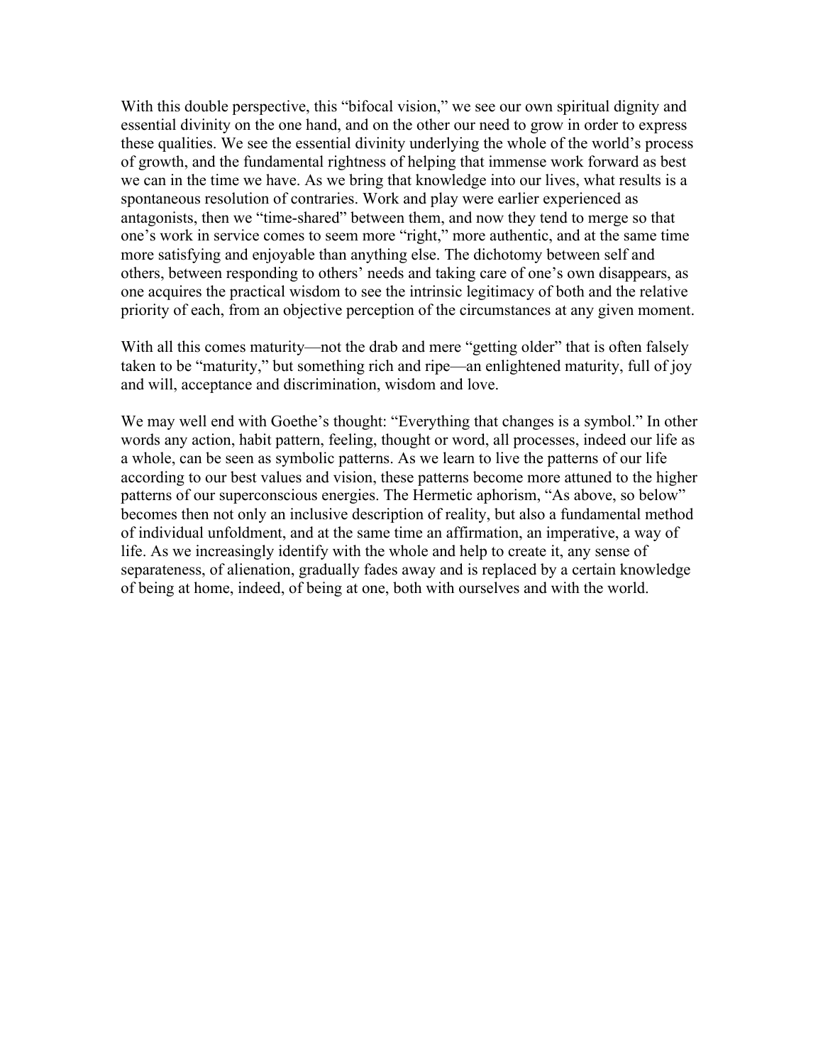With this double perspective, this "bifocal vision," we see our own spiritual dignity and essential divinity on the one hand, and on the other our need to grow in order to express these qualities. We see the essential divinity underlying the whole of the world's process of growth, and the fundamental rightness of helping that immense work forward as best we can in the time we have. As we bring that knowledge into our lives, what results is a spontaneous resolution of contraries. Work and play were earlier experienced as antagonists, then we "time-shared" between them, and now they tend to merge so that one's work in service comes to seem more "right," more authentic, and at the same time more satisfying and enjoyable than anything else. The dichotomy between self and others, between responding to others' needs and taking care of one's own disappears, as one acquires the practical wisdom to see the intrinsic legitimacy of both and the relative priority of each, from an objective perception of the circumstances at any given moment.

With all this comes maturity—not the drab and mere "getting older" that is often falsely taken to be "maturity," but something rich and ripe—an enlightened maturity, full of joy and will, acceptance and discrimination, wisdom and love.

We may well end with Goethe's thought: "Everything that changes is a symbol." In other words any action, habit pattern, feeling, thought or word, all processes, indeed our life as a whole, can be seen as symbolic patterns. As we learn to live the patterns of our life according to our best values and vision, these patterns become more attuned to the higher patterns of our superconscious energies. The Hermetic aphorism, "As above, so below" becomes then not only an inclusive description of reality, but also a fundamental method of individual unfoldment, and at the same time an affirmation, an imperative, a way of life. As we increasingly identify with the whole and help to create it, any sense of separateness, of alienation, gradually fades away and is replaced by a certain knowledge of being at home, indeed, of being at one, both with ourselves and with the world.